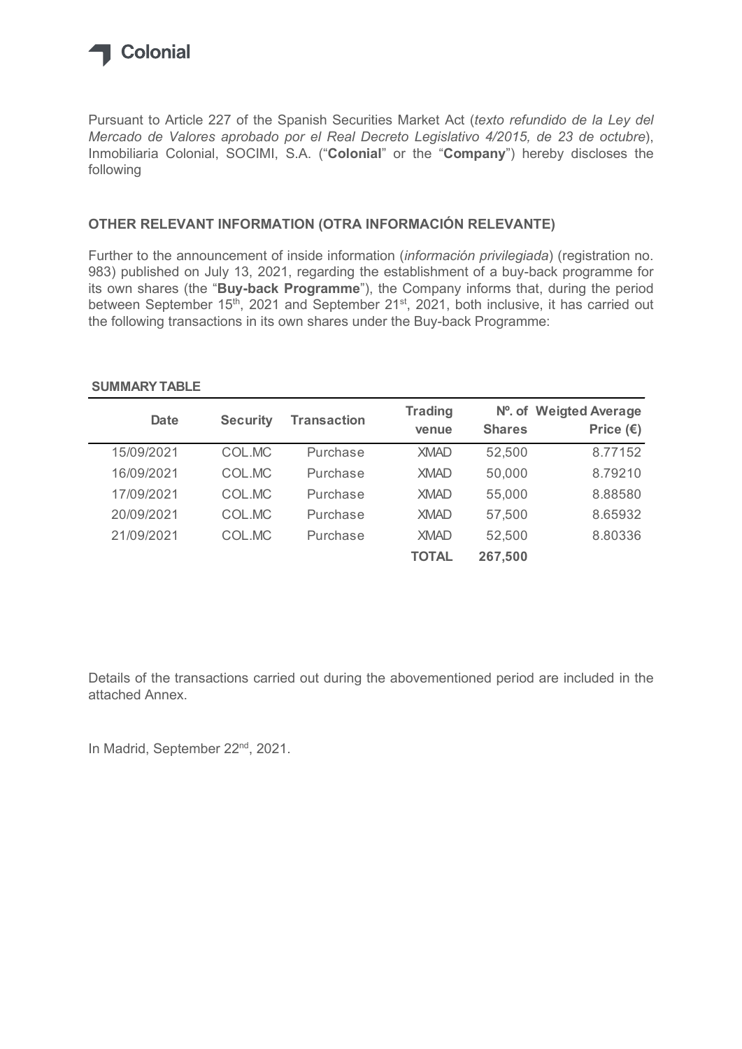Colonial

Pursuant to Article 227 of the Spanish Securities Market Act (*texto refundido de la Ley del Mercado de Valores aprobado por el Real Decreto Legislativo 4/2015, de 23 de octubre*), Inmobiliaria Colonial, SOCIMI, S.A. ("**Colonial**" or the "**Company**") hereby discloses the following

## OTHER RELEVANT INFORMATION (OTRA INFORMACIÓN RELEVANTE)

Further to the announcement of inside information (*información privilegiada*) (registration no. 983) published on July 13, 2021, regarding the establishment of a buy-back programme for its own shares (the "**Buy-back Programme**"), the Company informs that, during the period between September 15th, 2021 and September 21st, 2021, both inclusive, it has carried out the following transactions in its own shares under the Buy-back Programme:

**SUMMARY TABLE**

| Date | Security | Transaction | Trading venue | Nº. of Shares | Weigted Average Price (€) |
|---|---|---|---|---|---|
| 15/09/2021 | COL.MC | Purchase | XMAD | 52,500 | 8.77152 |
| 16/09/2021 | COL.MC | Purchase | XMAD | 50,000 | 8.79210 |
| 17/09/2021 | COL.MC | Purchase | XMAD | 55,000 | 8.88580 |
| 20/09/2021 | COL.MC | Purchase | XMAD | 57,500 | 8.65932 |
| 21/09/2021 | COL.MC | Purchase | XMAD | 52,500 | 8.80336 |
| | | | **TOTAL** | **267,500** | |

Details of the transactions carried out during the abovementioned period are included in the attached Annex.

In Madrid, September 22nd, 2021.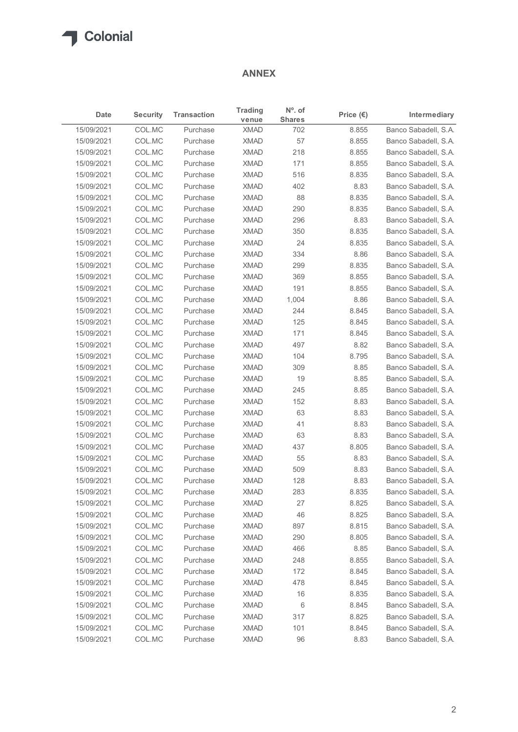## ANNEX

| Date | Security | Transaction | Trading venue | Nº. of Shares | Price (€) | Intermediary |
|---|---|---|---|---|---|---|
| 15/09/2021 | COL.MC | Purchase | XMAD | 702 | 8.855 | Banco Sabadell, S.A. |
| 15/09/2021 | COL.MC | Purchase | XMAD | 57 | 8.855 | Banco Sabadell, S.A. |
| 15/09/2021 | COL.MC | Purchase | XMAD | 218 | 8.855 | Banco Sabadell, S.A. |
| 15/09/2021 | COL.MC | Purchase | XMAD | 171 | 8.855 | Banco Sabadell, S.A. |
| 15/09/2021 | COL.MC | Purchase | XMAD | 516 | 8.835 | Banco Sabadell, S.A. |
| 15/09/2021 | COL.MC | Purchase | XMAD | 402 | 8.83 | Banco Sabadell, S.A. |
| 15/09/2021 | COL.MC | Purchase | XMAD | 88 | 8.835 | Banco Sabadell, S.A. |
| 15/09/2021 | COL.MC | Purchase | XMAD | 290 | 8.835 | Banco Sabadell, S.A. |
| 15/09/2021 | COL.MC | Purchase | XMAD | 296 | 8.83 | Banco Sabadell, S.A. |
| 15/09/2021 | COL.MC | Purchase | XMAD | 350 | 8.835 | Banco Sabadell, S.A. |
| 15/09/2021 | COL.MC | Purchase | XMAD | 24 | 8.835 | Banco Sabadell, S.A. |
| 15/09/2021 | COL.MC | Purchase | XMAD | 334 | 8.86 | Banco Sabadell, S.A. |
| 15/09/2021 | COL.MC | Purchase | XMAD | 299 | 8.835 | Banco Sabadell, S.A. |
| 15/09/2021 | COL.MC | Purchase | XMAD | 369 | 8.855 | Banco Sabadell, S.A. |
| 15/09/2021 | COL.MC | Purchase | XMAD | 191 | 8.855 | Banco Sabadell, S.A. |
| 15/09/2021 | COL.MC | Purchase | XMAD | 1,004 | 8.86 | Banco Sabadell, S.A. |
| 15/09/2021 | COL.MC | Purchase | XMAD | 244 | 8.845 | Banco Sabadell, S.A. |
| 15/09/2021 | COL.MC | Purchase | XMAD | 125 | 8.845 | Banco Sabadell, S.A. |
| 15/09/2021 | COL.MC | Purchase | XMAD | 171 | 8.845 | Banco Sabadell, S.A. |
| 15/09/2021 | COL.MC | Purchase | XMAD | 497 | 8.82 | Banco Sabadell, S.A. |
| 15/09/2021 | COL.MC | Purchase | XMAD | 104 | 8.795 | Banco Sabadell, S.A. |
| 15/09/2021 | COL.MC | Purchase | XMAD | 309 | 8.85 | Banco Sabadell, S.A. |
| 15/09/2021 | COL.MC | Purchase | XMAD | 19 | 8.85 | Banco Sabadell, S.A. |
| 15/09/2021 | COL.MC | Purchase | XMAD | 245 | 8.85 | Banco Sabadell, S.A. |
| 15/09/2021 | COL.MC | Purchase | XMAD | 152 | 8.83 | Banco Sabadell, S.A. |
| 15/09/2021 | COL.MC | Purchase | XMAD | 63 | 8.83 | Banco Sabadell, S.A. |
| 15/09/2021 | COL.MC | Purchase | XMAD | 41 | 8.83 | Banco Sabadell, S.A. |
| 15/09/2021 | COL.MC | Purchase | XMAD | 63 | 8.83 | Banco Sabadell, S.A. |
| 15/09/2021 | COL.MC | Purchase | XMAD | 437 | 8.805 | Banco Sabadell, S.A. |
| 15/09/2021 | COL.MC | Purchase | XMAD | 55 | 8.83 | Banco Sabadell, S.A. |
| 15/09/2021 | COL.MC | Purchase | XMAD | 509 | 8.83 | Banco Sabadell, S.A. |
| 15/09/2021 | COL.MC | Purchase | XMAD | 128 | 8.83 | Banco Sabadell, S.A. |
| 15/09/2021 | COL.MC | Purchase | XMAD | 283 | 8.835 | Banco Sabadell, S.A. |
| 15/09/2021 | COL.MC | Purchase | XMAD | 27 | 8.825 | Banco Sabadell, S.A. |
| 15/09/2021 | COL.MC | Purchase | XMAD | 46 | 8.825 | Banco Sabadell, S.A. |
| 15/09/2021 | COL.MC | Purchase | XMAD | 897 | 8.815 | Banco Sabadell, S.A. |
| 15/09/2021 | COL.MC | Purchase | XMAD | 290 | 8.805 | Banco Sabadell, S.A. |
| 15/09/2021 | COL.MC | Purchase | XMAD | 466 | 8.85 | Banco Sabadell, S.A. |
| 15/09/2021 | COL.MC | Purchase | XMAD | 248 | 8.855 | Banco Sabadell, S.A. |
| 15/09/2021 | COL.MC | Purchase | XMAD | 172 | 8.845 | Banco Sabadell, S.A. |
| 15/09/2021 | COL.MC | Purchase | XMAD | 478 | 8.845 | Banco Sabadell, S.A. |
| 15/09/2021 | COL.MC | Purchase | XMAD | 16 | 8.835 | Banco Sabadell, S.A. |
| 15/09/2021 | COL.MC | Purchase | XMAD | 6 | 8.845 | Banco Sabadell, S.A. |
| 15/09/2021 | COL.MC | Purchase | XMAD | 317 | 8.825 | Banco Sabadell, S.A. |
| 15/09/2021 | COL.MC | Purchase | XMAD | 101 | 8.845 | Banco Sabadell, S.A. |
| 15/09/2021 | COL.MC | Purchase | XMAD | 96 | 8.83 | Banco Sabadell, S.A. |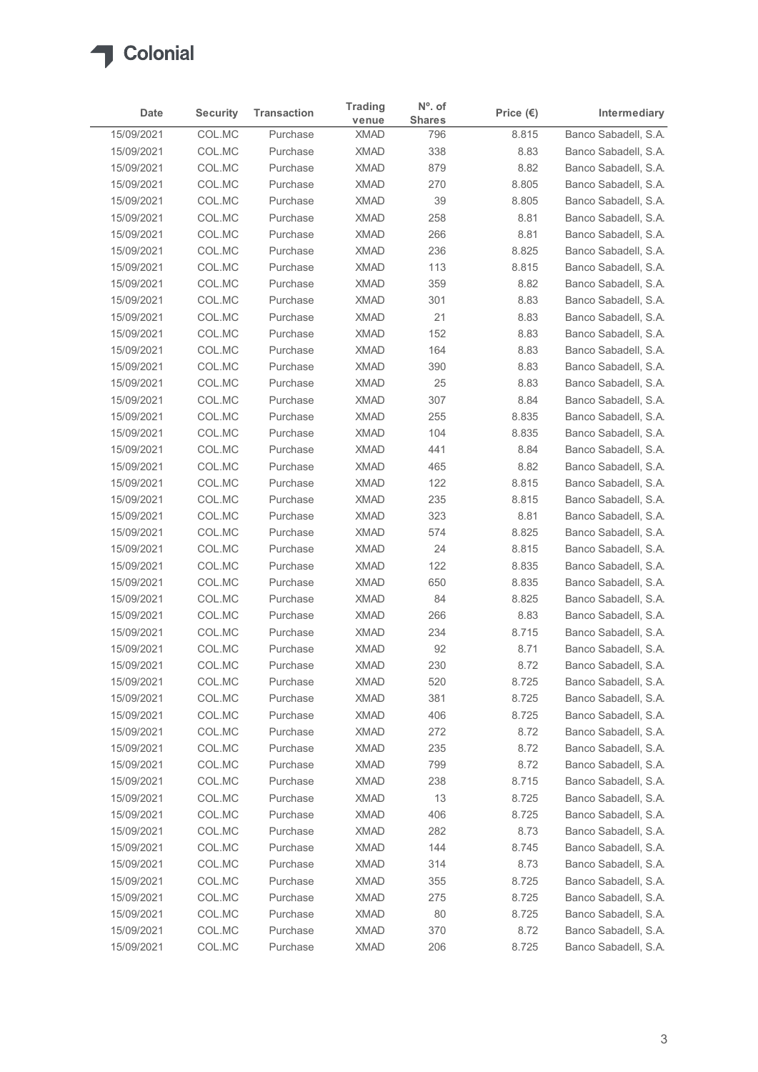| Date | Security | Transaction | Trading venue | Nº. of Shares | Price (€) | Intermediary |
|---|---|---|---|---|---|---|
| 15/09/2021 | COL.MC | Purchase | XMAD | 796 | 8.815 | Banco Sabadell, S.A. |
| 15/09/2021 | COL.MC | Purchase | XMAD | 338 | 8.83 | Banco Sabadell, S.A. |
| 15/09/2021 | COL.MC | Purchase | XMAD | 879 | 8.82 | Banco Sabadell, S.A. |
| 15/09/2021 | COL.MC | Purchase | XMAD | 270 | 8.805 | Banco Sabadell, S.A. |
| 15/09/2021 | COL.MC | Purchase | XMAD | 39 | 8.805 | Banco Sabadell, S.A. |
| 15/09/2021 | COL.MC | Purchase | XMAD | 258 | 8.81 | Banco Sabadell, S.A. |
| 15/09/2021 | COL.MC | Purchase | XMAD | 266 | 8.81 | Banco Sabadell, S.A. |
| 15/09/2021 | COL.MC | Purchase | XMAD | 236 | 8.825 | Banco Sabadell, S.A. |
| 15/09/2021 | COL.MC | Purchase | XMAD | 113 | 8.815 | Banco Sabadell, S.A. |
| 15/09/2021 | COL.MC | Purchase | XMAD | 359 | 8.82 | Banco Sabadell, S.A. |
| 15/09/2021 | COL.MC | Purchase | XMAD | 301 | 8.83 | Banco Sabadell, S.A. |
| 15/09/2021 | COL.MC | Purchase | XMAD | 21 | 8.83 | Banco Sabadell, S.A. |
| 15/09/2021 | COL.MC | Purchase | XMAD | 152 | 8.83 | Banco Sabadell, S.A. |
| 15/09/2021 | COL.MC | Purchase | XMAD | 164 | 8.83 | Banco Sabadell, S.A. |
| 15/09/2021 | COL.MC | Purchase | XMAD | 390 | 8.83 | Banco Sabadell, S.A. |
| 15/09/2021 | COL.MC | Purchase | XMAD | 25 | 8.83 | Banco Sabadell, S.A. |
| 15/09/2021 | COL.MC | Purchase | XMAD | 307 | 8.84 | Banco Sabadell, S.A. |
| 15/09/2021 | COL.MC | Purchase | XMAD | 255 | 8.835 | Banco Sabadell, S.A. |
| 15/09/2021 | COL.MC | Purchase | XMAD | 104 | 8.835 | Banco Sabadell, S.A. |
| 15/09/2021 | COL.MC | Purchase | XMAD | 441 | 8.84 | Banco Sabadell, S.A. |
| 15/09/2021 | COL.MC | Purchase | XMAD | 465 | 8.82 | Banco Sabadell, S.A. |
| 15/09/2021 | COL.MC | Purchase | XMAD | 122 | 8.815 | Banco Sabadell, S.A. |
| 15/09/2021 | COL.MC | Purchase | XMAD | 235 | 8.815 | Banco Sabadell, S.A. |
| 15/09/2021 | COL.MC | Purchase | XMAD | 323 | 8.81 | Banco Sabadell, S.A. |
| 15/09/2021 | COL.MC | Purchase | XMAD | 574 | 8.825 | Banco Sabadell, S.A. |
| 15/09/2021 | COL.MC | Purchase | XMAD | 24 | 8.815 | Banco Sabadell, S.A. |
| 15/09/2021 | COL.MC | Purchase | XMAD | 122 | 8.835 | Banco Sabadell, S.A. |
| 15/09/2021 | COL.MC | Purchase | XMAD | 650 | 8.835 | Banco Sabadell, S.A. |
| 15/09/2021 | COL.MC | Purchase | XMAD | 84 | 8.825 | Banco Sabadell, S.A. |
| 15/09/2021 | COL.MC | Purchase | XMAD | 266 | 8.83 | Banco Sabadell, S.A. |
| 15/09/2021 | COL.MC | Purchase | XMAD | 234 | 8.715 | Banco Sabadell, S.A. |
| 15/09/2021 | COL.MC | Purchase | XMAD | 92 | 8.71 | Banco Sabadell, S.A. |
| 15/09/2021 | COL.MC | Purchase | XMAD | 230 | 8.72 | Banco Sabadell, S.A. |
| 15/09/2021 | COL.MC | Purchase | XMAD | 520 | 8.725 | Banco Sabadell, S.A. |
| 15/09/2021 | COL.MC | Purchase | XMAD | 381 | 8.725 | Banco Sabadell, S.A. |
| 15/09/2021 | COL.MC | Purchase | XMAD | 406 | 8.725 | Banco Sabadell, S.A. |
| 15/09/2021 | COL.MC | Purchase | XMAD | 272 | 8.72 | Banco Sabadell, S.A. |
| 15/09/2021 | COL.MC | Purchase | XMAD | 235 | 8.72 | Banco Sabadell, S.A. |
| 15/09/2021 | COL.MC | Purchase | XMAD | 799 | 8.72 | Banco Sabadell, S.A. |
| 15/09/2021 | COL.MC | Purchase | XMAD | 238 | 8.715 | Banco Sabadell, S.A. |
| 15/09/2021 | COL.MC | Purchase | XMAD | 13 | 8.725 | Banco Sabadell, S.A. |
| 15/09/2021 | COL.MC | Purchase | XMAD | 406 | 8.725 | Banco Sabadell, S.A. |
| 15/09/2021 | COL.MC | Purchase | XMAD | 282 | 8.73 | Banco Sabadell, S.A. |
| 15/09/2021 | COL.MC | Purchase | XMAD | 144 | 8.745 | Banco Sabadell, S.A. |
| 15/09/2021 | COL.MC | Purchase | XMAD | 314 | 8.73 | Banco Sabadell, S.A. |
| 15/09/2021 | COL.MC | Purchase | XMAD | 355 | 8.725 | Banco Sabadell, S.A. |
| 15/09/2021 | COL.MC | Purchase | XMAD | 275 | 8.725 | Banco Sabadell, S.A. |
| 15/09/2021 | COL.MC | Purchase | XMAD | 80 | 8.725 | Banco Sabadell, S.A. |
| 15/09/2021 | COL.MC | Purchase | XMAD | 370 | 8.72 | Banco Sabadell, S.A. |
| 15/09/2021 | COL.MC | Purchase | XMAD | 206 | 8.725 | Banco Sabadell, S.A. |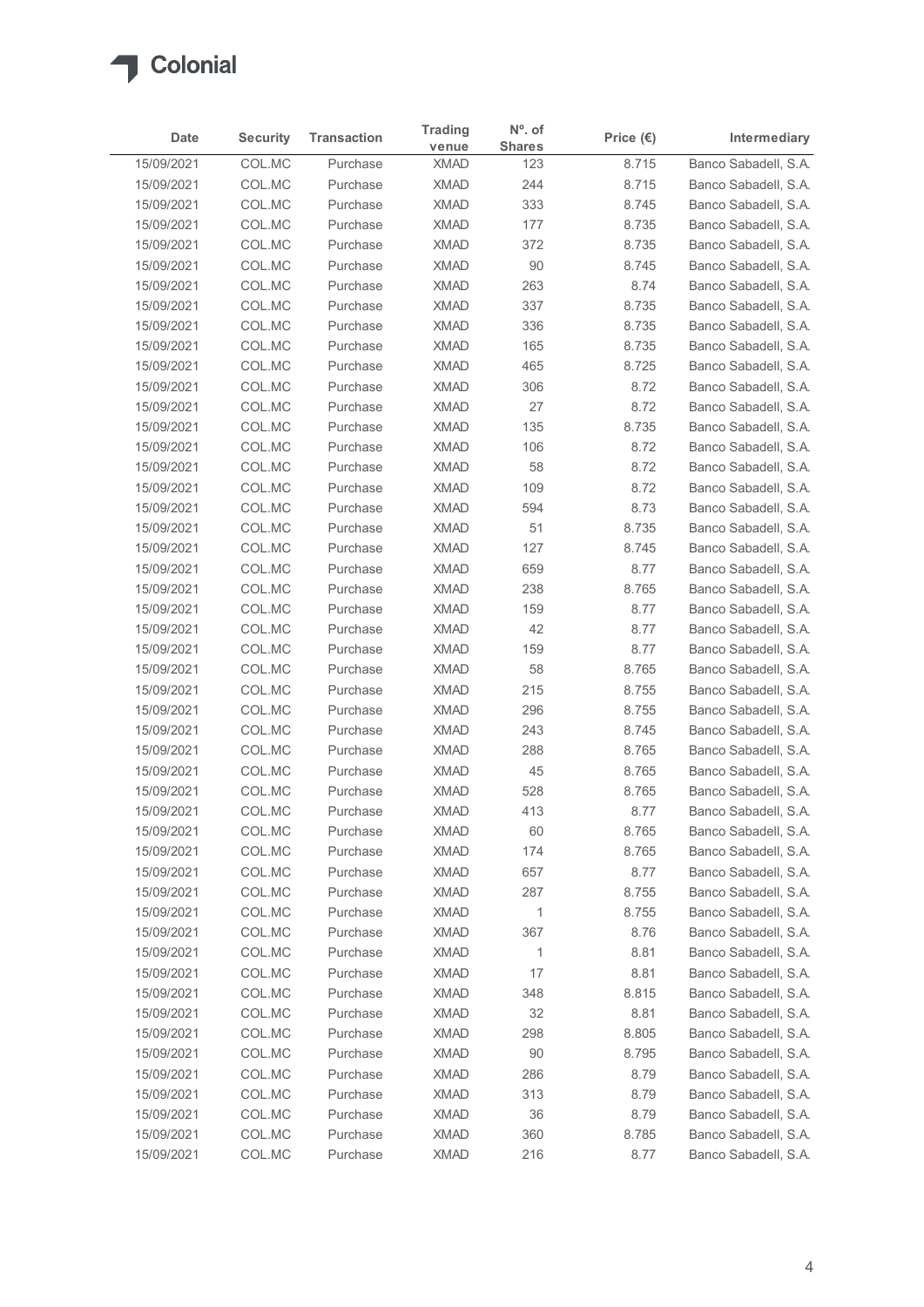Colonial

| Date | Security | Transaction | Trading venue | Nº. of Shares | Price (€) | Intermediary |
|---|---|---|---|---|---|---|
| 15/09/2021 | COL.MC | Purchase | XMAD | 123 | 8.715 | Banco Sabadell, S.A. |
| 15/09/2021 | COL.MC | Purchase | XMAD | 244 | 8.715 | Banco Sabadell, S.A. |
| 15/09/2021 | COL.MC | Purchase | XMAD | 333 | 8.745 | Banco Sabadell, S.A. |
| 15/09/2021 | COL.MC | Purchase | XMAD | 177 | 8.735 | Banco Sabadell, S.A. |
| 15/09/2021 | COL.MC | Purchase | XMAD | 372 | 8.735 | Banco Sabadell, S.A. |
| 15/09/2021 | COL.MC | Purchase | XMAD | 90 | 8.745 | Banco Sabadell, S.A. |
| 15/09/2021 | COL.MC | Purchase | XMAD | 263 | 8.74 | Banco Sabadell, S.A. |
| 15/09/2021 | COL.MC | Purchase | XMAD | 337 | 8.735 | Banco Sabadell, S.A. |
| 15/09/2021 | COL.MC | Purchase | XMAD | 336 | 8.735 | Banco Sabadell, S.A. |
| 15/09/2021 | COL.MC | Purchase | XMAD | 165 | 8.735 | Banco Sabadell, S.A. |
| 15/09/2021 | COL.MC | Purchase | XMAD | 465 | 8.725 | Banco Sabadell, S.A. |
| 15/09/2021 | COL.MC | Purchase | XMAD | 306 | 8.72 | Banco Sabadell, S.A. |
| 15/09/2021 | COL.MC | Purchase | XMAD | 27 | 8.72 | Banco Sabadell, S.A. |
| 15/09/2021 | COL.MC | Purchase | XMAD | 135 | 8.735 | Banco Sabadell, S.A. |
| 15/09/2021 | COL.MC | Purchase | XMAD | 106 | 8.72 | Banco Sabadell, S.A. |
| 15/09/2021 | COL.MC | Purchase | XMAD | 58 | 8.72 | Banco Sabadell, S.A. |
| 15/09/2021 | COL.MC | Purchase | XMAD | 109 | 8.72 | Banco Sabadell, S.A. |
| 15/09/2021 | COL.MC | Purchase | XMAD | 594 | 8.73 | Banco Sabadell, S.A. |
| 15/09/2021 | COL.MC | Purchase | XMAD | 51 | 8.735 | Banco Sabadell, S.A. |
| 15/09/2021 | COL.MC | Purchase | XMAD | 127 | 8.745 | Banco Sabadell, S.A. |
| 15/09/2021 | COL.MC | Purchase | XMAD | 659 | 8.77 | Banco Sabadell, S.A. |
| 15/09/2021 | COL.MC | Purchase | XMAD | 238 | 8.765 | Banco Sabadell, S.A. |
| 15/09/2021 | COL.MC | Purchase | XMAD | 159 | 8.77 | Banco Sabadell, S.A. |
| 15/09/2021 | COL.MC | Purchase | XMAD | 42 | 8.77 | Banco Sabadell, S.A. |
| 15/09/2021 | COL.MC | Purchase | XMAD | 159 | 8.77 | Banco Sabadell, S.A. |
| 15/09/2021 | COL.MC | Purchase | XMAD | 58 | 8.765 | Banco Sabadell, S.A. |
| 15/09/2021 | COL.MC | Purchase | XMAD | 215 | 8.755 | Banco Sabadell, S.A. |
| 15/09/2021 | COL.MC | Purchase | XMAD | 296 | 8.755 | Banco Sabadell, S.A. |
| 15/09/2021 | COL.MC | Purchase | XMAD | 243 | 8.745 | Banco Sabadell, S.A. |
| 15/09/2021 | COL.MC | Purchase | XMAD | 288 | 8.765 | Banco Sabadell, S.A. |
| 15/09/2021 | COL.MC | Purchase | XMAD | 45 | 8.765 | Banco Sabadell, S.A. |
| 15/09/2021 | COL.MC | Purchase | XMAD | 528 | 8.765 | Banco Sabadell, S.A. |
| 15/09/2021 | COL.MC | Purchase | XMAD | 413 | 8.77 | Banco Sabadell, S.A. |
| 15/09/2021 | COL.MC | Purchase | XMAD | 60 | 8.765 | Banco Sabadell, S.A. |
| 15/09/2021 | COL.MC | Purchase | XMAD | 174 | 8.765 | Banco Sabadell, S.A. |
| 15/09/2021 | COL.MC | Purchase | XMAD | 657 | 8.77 | Banco Sabadell, S.A. |
| 15/09/2021 | COL.MC | Purchase | XMAD | 287 | 8.755 | Banco Sabadell, S.A. |
| 15/09/2021 | COL.MC | Purchase | XMAD | 1 | 8.755 | Banco Sabadell, S.A. |
| 15/09/2021 | COL.MC | Purchase | XMAD | 367 | 8.76 | Banco Sabadell, S.A. |
| 15/09/2021 | COL.MC | Purchase | XMAD | 1 | 8.81 | Banco Sabadell, S.A. |
| 15/09/2021 | COL.MC | Purchase | XMAD | 17 | 8.81 | Banco Sabadell, S.A. |
| 15/09/2021 | COL.MC | Purchase | XMAD | 348 | 8.815 | Banco Sabadell, S.A. |
| 15/09/2021 | COL.MC | Purchase | XMAD | 32 | 8.81 | Banco Sabadell, S.A. |
| 15/09/2021 | COL.MC | Purchase | XMAD | 298 | 8.805 | Banco Sabadell, S.A. |
| 15/09/2021 | COL.MC | Purchase | XMAD | 90 | 8.795 | Banco Sabadell, S.A. |
| 15/09/2021 | COL.MC | Purchase | XMAD | 286 | 8.79 | Banco Sabadell, S.A. |
| 15/09/2021 | COL.MC | Purchase | XMAD | 313 | 8.79 | Banco Sabadell, S.A. |
| 15/09/2021 | COL.MC | Purchase | XMAD | 36 | 8.79 | Banco Sabadell, S.A. |
| 15/09/2021 | COL.MC | Purchase | XMAD | 360 | 8.785 | Banco Sabadell, S.A. |
| 15/09/2021 | COL.MC | Purchase | XMAD | 216 | 8.77 | Banco Sabadell, S.A. |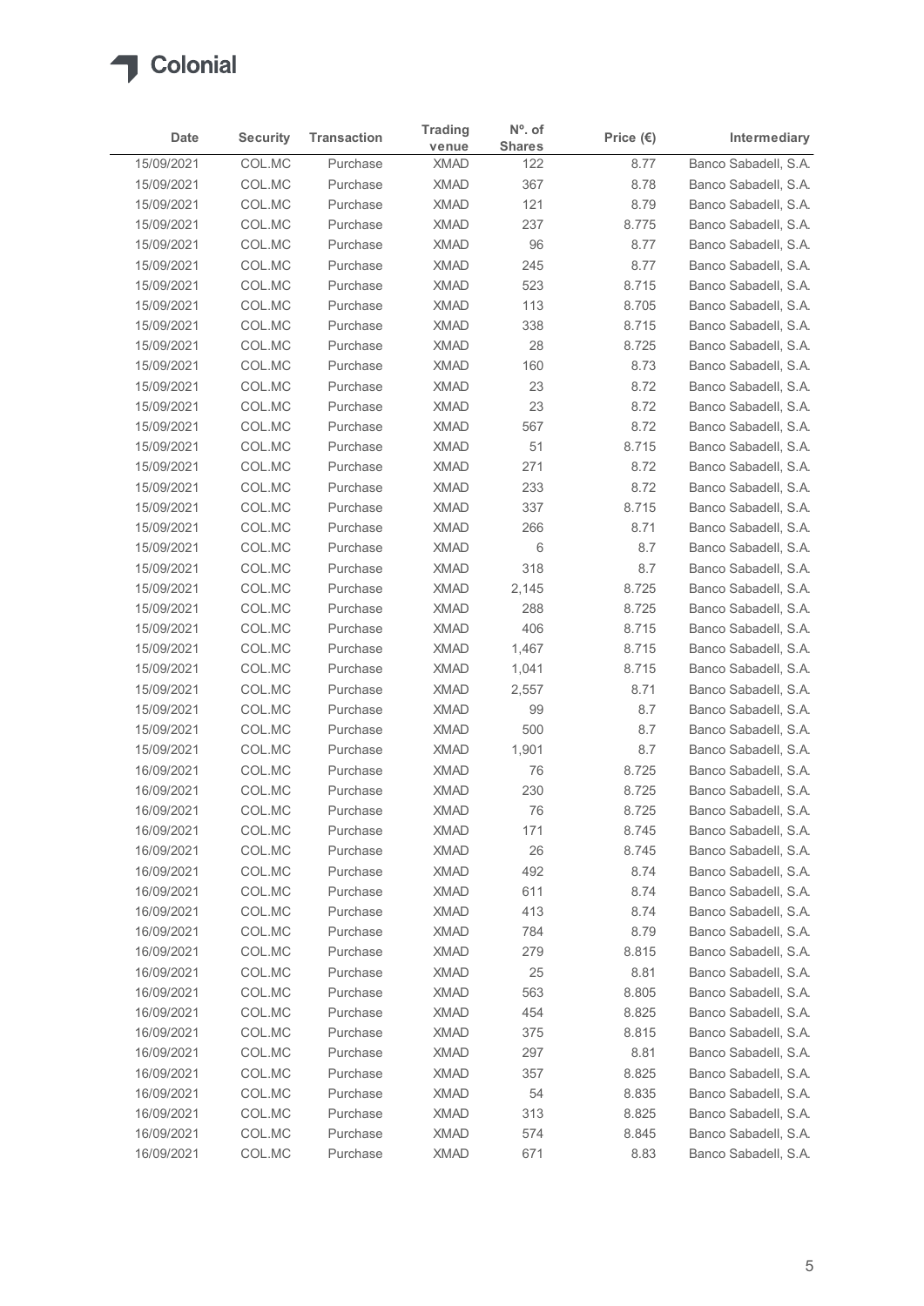Colonial

| Date | Security | Transaction | Trading venue | Nº. of Shares | Price (€) | Intermediary |
|---|---|---|---|---|---|---|
| 15/09/2021 | COL.MC | Purchase | XMAD | 122 | 8.77 | Banco Sabadell, S.A. |
| 15/09/2021 | COL.MC | Purchase | XMAD | 367 | 8.78 | Banco Sabadell, S.A. |
| 15/09/2021 | COL.MC | Purchase | XMAD | 121 | 8.79 | Banco Sabadell, S.A. |
| 15/09/2021 | COL.MC | Purchase | XMAD | 237 | 8.775 | Banco Sabadell, S.A. |
| 15/09/2021 | COL.MC | Purchase | XMAD | 96 | 8.77 | Banco Sabadell, S.A. |
| 15/09/2021 | COL.MC | Purchase | XMAD | 245 | 8.77 | Banco Sabadell, S.A. |
| 15/09/2021 | COL.MC | Purchase | XMAD | 523 | 8.715 | Banco Sabadell, S.A. |
| 15/09/2021 | COL.MC | Purchase | XMAD | 113 | 8.705 | Banco Sabadell, S.A. |
| 15/09/2021 | COL.MC | Purchase | XMAD | 338 | 8.715 | Banco Sabadell, S.A. |
| 15/09/2021 | COL.MC | Purchase | XMAD | 28 | 8.725 | Banco Sabadell, S.A. |
| 15/09/2021 | COL.MC | Purchase | XMAD | 160 | 8.73 | Banco Sabadell, S.A. |
| 15/09/2021 | COL.MC | Purchase | XMAD | 23 | 8.72 | Banco Sabadell, S.A. |
| 15/09/2021 | COL.MC | Purchase | XMAD | 23 | 8.72 | Banco Sabadell, S.A. |
| 15/09/2021 | COL.MC | Purchase | XMAD | 567 | 8.72 | Banco Sabadell, S.A. |
| 15/09/2021 | COL.MC | Purchase | XMAD | 51 | 8.715 | Banco Sabadell, S.A. |
| 15/09/2021 | COL.MC | Purchase | XMAD | 271 | 8.72 | Banco Sabadell, S.A. |
| 15/09/2021 | COL.MC | Purchase | XMAD | 233 | 8.72 | Banco Sabadell, S.A. |
| 15/09/2021 | COL.MC | Purchase | XMAD | 337 | 8.715 | Banco Sabadell, S.A. |
| 15/09/2021 | COL.MC | Purchase | XMAD | 266 | 8.71 | Banco Sabadell, S.A. |
| 15/09/2021 | COL.MC | Purchase | XMAD | 6 | 8.7 | Banco Sabadell, S.A. |
| 15/09/2021 | COL.MC | Purchase | XMAD | 318 | 8.7 | Banco Sabadell, S.A. |
| 15/09/2021 | COL.MC | Purchase | XMAD | 2,145 | 8.725 | Banco Sabadell, S.A. |
| 15/09/2021 | COL.MC | Purchase | XMAD | 288 | 8.725 | Banco Sabadell, S.A. |
| 15/09/2021 | COL.MC | Purchase | XMAD | 406 | 8.715 | Banco Sabadell, S.A. |
| 15/09/2021 | COL.MC | Purchase | XMAD | 1,467 | 8.715 | Banco Sabadell, S.A. |
| 15/09/2021 | COL.MC | Purchase | XMAD | 1,041 | 8.715 | Banco Sabadell, S.A. |
| 15/09/2021 | COL.MC | Purchase | XMAD | 2,557 | 8.71 | Banco Sabadell, S.A. |
| 15/09/2021 | COL.MC | Purchase | XMAD | 99 | 8.7 | Banco Sabadell, S.A. |
| 15/09/2021 | COL.MC | Purchase | XMAD | 500 | 8.7 | Banco Sabadell, S.A. |
| 15/09/2021 | COL.MC | Purchase | XMAD | 1,901 | 8.7 | Banco Sabadell, S.A. |
| 16/09/2021 | COL.MC | Purchase | XMAD | 76 | 8.725 | Banco Sabadell, S.A. |
| 16/09/2021 | COL.MC | Purchase | XMAD | 230 | 8.725 | Banco Sabadell, S.A. |
| 16/09/2021 | COL.MC | Purchase | XMAD | 76 | 8.725 | Banco Sabadell, S.A. |
| 16/09/2021 | COL.MC | Purchase | XMAD | 171 | 8.745 | Banco Sabadell, S.A. |
| 16/09/2021 | COL.MC | Purchase | XMAD | 26 | 8.745 | Banco Sabadell, S.A. |
| 16/09/2021 | COL.MC | Purchase | XMAD | 492 | 8.74 | Banco Sabadell, S.A. |
| 16/09/2021 | COL.MC | Purchase | XMAD | 611 | 8.74 | Banco Sabadell, S.A. |
| 16/09/2021 | COL.MC | Purchase | XMAD | 413 | 8.74 | Banco Sabadell, S.A. |
| 16/09/2021 | COL.MC | Purchase | XMAD | 784 | 8.79 | Banco Sabadell, S.A. |
| 16/09/2021 | COL.MC | Purchase | XMAD | 279 | 8.815 | Banco Sabadell, S.A. |
| 16/09/2021 | COL.MC | Purchase | XMAD | 25 | 8.81 | Banco Sabadell, S.A. |
| 16/09/2021 | COL.MC | Purchase | XMAD | 563 | 8.805 | Banco Sabadell, S.A. |
| 16/09/2021 | COL.MC | Purchase | XMAD | 454 | 8.825 | Banco Sabadell, S.A. |
| 16/09/2021 | COL.MC | Purchase | XMAD | 375 | 8.815 | Banco Sabadell, S.A. |
| 16/09/2021 | COL.MC | Purchase | XMAD | 297 | 8.81 | Banco Sabadell, S.A. |
| 16/09/2021 | COL.MC | Purchase | XMAD | 357 | 8.825 | Banco Sabadell, S.A. |
| 16/09/2021 | COL.MC | Purchase | XMAD | 54 | 8.835 | Banco Sabadell, S.A. |
| 16/09/2021 | COL.MC | Purchase | XMAD | 313 | 8.825 | Banco Sabadell, S.A. |
| 16/09/2021 | COL.MC | Purchase | XMAD | 574 | 8.845 | Banco Sabadell, S.A. |
| 16/09/2021 | COL.MC | Purchase | XMAD | 671 | 8.83 | Banco Sabadell, S.A. |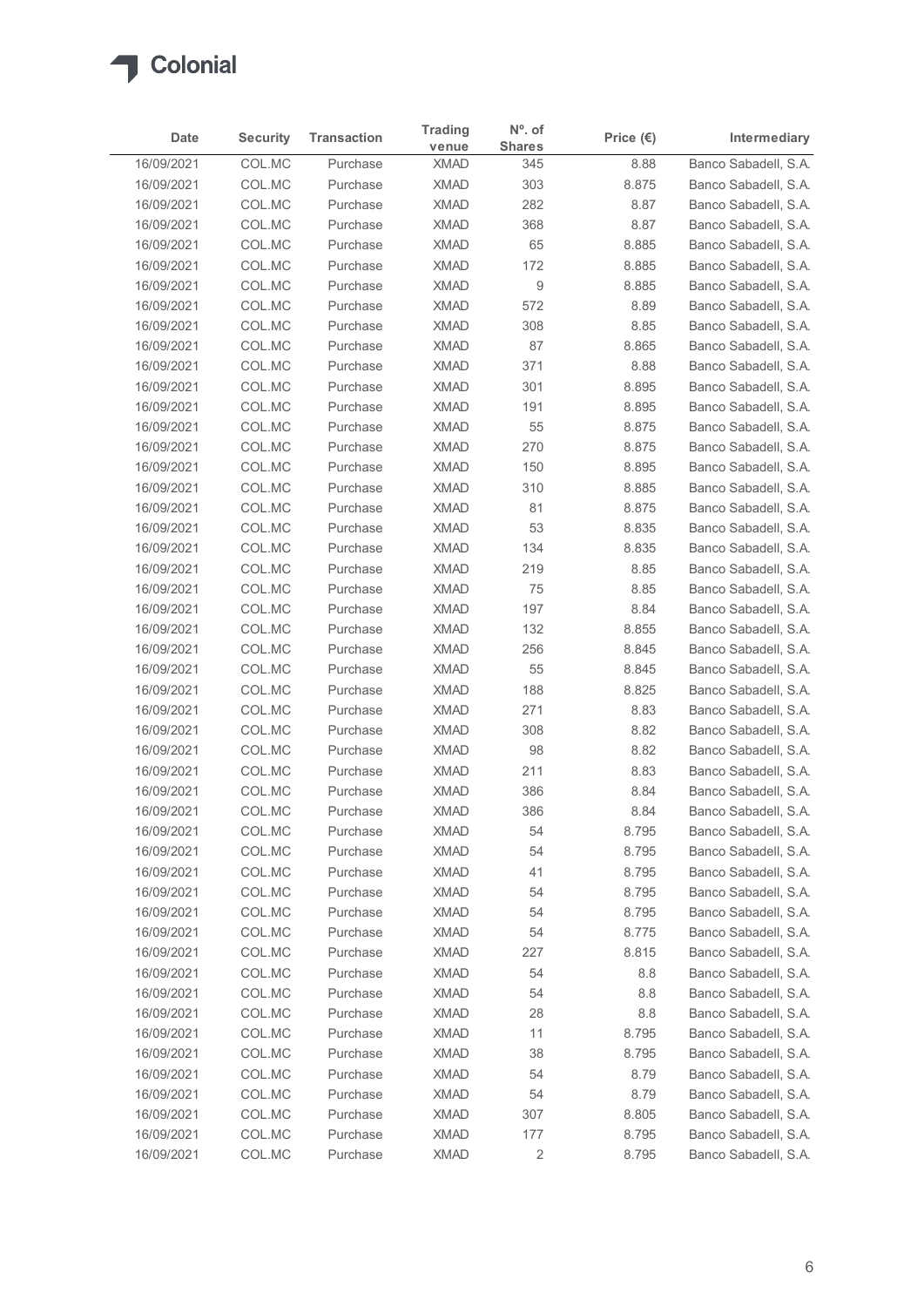| Date | Security | Transaction | Trading venue | Nº. of Shares | Price (€) | Intermediary |
|---|---|---|---|---|---|---|
| 16/09/2021 | COL.MC | Purchase | XMAD | 345 | 8.88 | Banco Sabadell, S.A. |
| 16/09/2021 | COL.MC | Purchase | XMAD | 303 | 8.875 | Banco Sabadell, S.A. |
| 16/09/2021 | COL.MC | Purchase | XMAD | 282 | 8.87 | Banco Sabadell, S.A. |
| 16/09/2021 | COL.MC | Purchase | XMAD | 368 | 8.87 | Banco Sabadell, S.A. |
| 16/09/2021 | COL.MC | Purchase | XMAD | 65 | 8.885 | Banco Sabadell, S.A. |
| 16/09/2021 | COL.MC | Purchase | XMAD | 172 | 8.885 | Banco Sabadell, S.A. |
| 16/09/2021 | COL.MC | Purchase | XMAD | 9 | 8.885 | Banco Sabadell, S.A. |
| 16/09/2021 | COL.MC | Purchase | XMAD | 572 | 8.89 | Banco Sabadell, S.A. |
| 16/09/2021 | COL.MC | Purchase | XMAD | 308 | 8.85 | Banco Sabadell, S.A. |
| 16/09/2021 | COL.MC | Purchase | XMAD | 87 | 8.865 | Banco Sabadell, S.A. |
| 16/09/2021 | COL.MC | Purchase | XMAD | 371 | 8.88 | Banco Sabadell, S.A. |
| 16/09/2021 | COL.MC | Purchase | XMAD | 301 | 8.895 | Banco Sabadell, S.A. |
| 16/09/2021 | COL.MC | Purchase | XMAD | 191 | 8.895 | Banco Sabadell, S.A. |
| 16/09/2021 | COL.MC | Purchase | XMAD | 55 | 8.875 | Banco Sabadell, S.A. |
| 16/09/2021 | COL.MC | Purchase | XMAD | 270 | 8.875 | Banco Sabadell, S.A. |
| 16/09/2021 | COL.MC | Purchase | XMAD | 150 | 8.895 | Banco Sabadell, S.A. |
| 16/09/2021 | COL.MC | Purchase | XMAD | 310 | 8.885 | Banco Sabadell, S.A. |
| 16/09/2021 | COL.MC | Purchase | XMAD | 81 | 8.875 | Banco Sabadell, S.A. |
| 16/09/2021 | COL.MC | Purchase | XMAD | 53 | 8.835 | Banco Sabadell, S.A. |
| 16/09/2021 | COL.MC | Purchase | XMAD | 134 | 8.835 | Banco Sabadell, S.A. |
| 16/09/2021 | COL.MC | Purchase | XMAD | 219 | 8.85 | Banco Sabadell, S.A. |
| 16/09/2021 | COL.MC | Purchase | XMAD | 75 | 8.85 | Banco Sabadell, S.A. |
| 16/09/2021 | COL.MC | Purchase | XMAD | 197 | 8.84 | Banco Sabadell, S.A. |
| 16/09/2021 | COL.MC | Purchase | XMAD | 132 | 8.855 | Banco Sabadell, S.A. |
| 16/09/2021 | COL.MC | Purchase | XMAD | 256 | 8.845 | Banco Sabadell, S.A. |
| 16/09/2021 | COL.MC | Purchase | XMAD | 55 | 8.845 | Banco Sabadell, S.A. |
| 16/09/2021 | COL.MC | Purchase | XMAD | 188 | 8.825 | Banco Sabadell, S.A. |
| 16/09/2021 | COL.MC | Purchase | XMAD | 271 | 8.83 | Banco Sabadell, S.A. |
| 16/09/2021 | COL.MC | Purchase | XMAD | 308 | 8.82 | Banco Sabadell, S.A. |
| 16/09/2021 | COL.MC | Purchase | XMAD | 98 | 8.82 | Banco Sabadell, S.A. |
| 16/09/2021 | COL.MC | Purchase | XMAD | 211 | 8.83 | Banco Sabadell, S.A. |
| 16/09/2021 | COL.MC | Purchase | XMAD | 386 | 8.84 | Banco Sabadell, S.A. |
| 16/09/2021 | COL.MC | Purchase | XMAD | 386 | 8.84 | Banco Sabadell, S.A. |
| 16/09/2021 | COL.MC | Purchase | XMAD | 54 | 8.795 | Banco Sabadell, S.A. |
| 16/09/2021 | COL.MC | Purchase | XMAD | 54 | 8.795 | Banco Sabadell, S.A. |
| 16/09/2021 | COL.MC | Purchase | XMAD | 41 | 8.795 | Banco Sabadell, S.A. |
| 16/09/2021 | COL.MC | Purchase | XMAD | 54 | 8.795 | Banco Sabadell, S.A. |
| 16/09/2021 | COL.MC | Purchase | XMAD | 54 | 8.795 | Banco Sabadell, S.A. |
| 16/09/2021 | COL.MC | Purchase | XMAD | 54 | 8.775 | Banco Sabadell, S.A. |
| 16/09/2021 | COL.MC | Purchase | XMAD | 227 | 8.815 | Banco Sabadell, S.A. |
| 16/09/2021 | COL.MC | Purchase | XMAD | 54 | 8.8 | Banco Sabadell, S.A. |
| 16/09/2021 | COL.MC | Purchase | XMAD | 54 | 8.8 | Banco Sabadell, S.A. |
| 16/09/2021 | COL.MC | Purchase | XMAD | 28 | 8.8 | Banco Sabadell, S.A. |
| 16/09/2021 | COL.MC | Purchase | XMAD | 11 | 8.795 | Banco Sabadell, S.A. |
| 16/09/2021 | COL.MC | Purchase | XMAD | 38 | 8.795 | Banco Sabadell, S.A. |
| 16/09/2021 | COL.MC | Purchase | XMAD | 54 | 8.79 | Banco Sabadell, S.A. |
| 16/09/2021 | COL.MC | Purchase | XMAD | 54 | 8.79 | Banco Sabadell, S.A. |
| 16/09/2021 | COL.MC | Purchase | XMAD | 307 | 8.805 | Banco Sabadell, S.A. |
| 16/09/2021 | COL.MC | Purchase | XMAD | 177 | 8.795 | Banco Sabadell, S.A. |
| 16/09/2021 | COL.MC | Purchase | XMAD | 2 | 8.795 | Banco Sabadell, S.A. |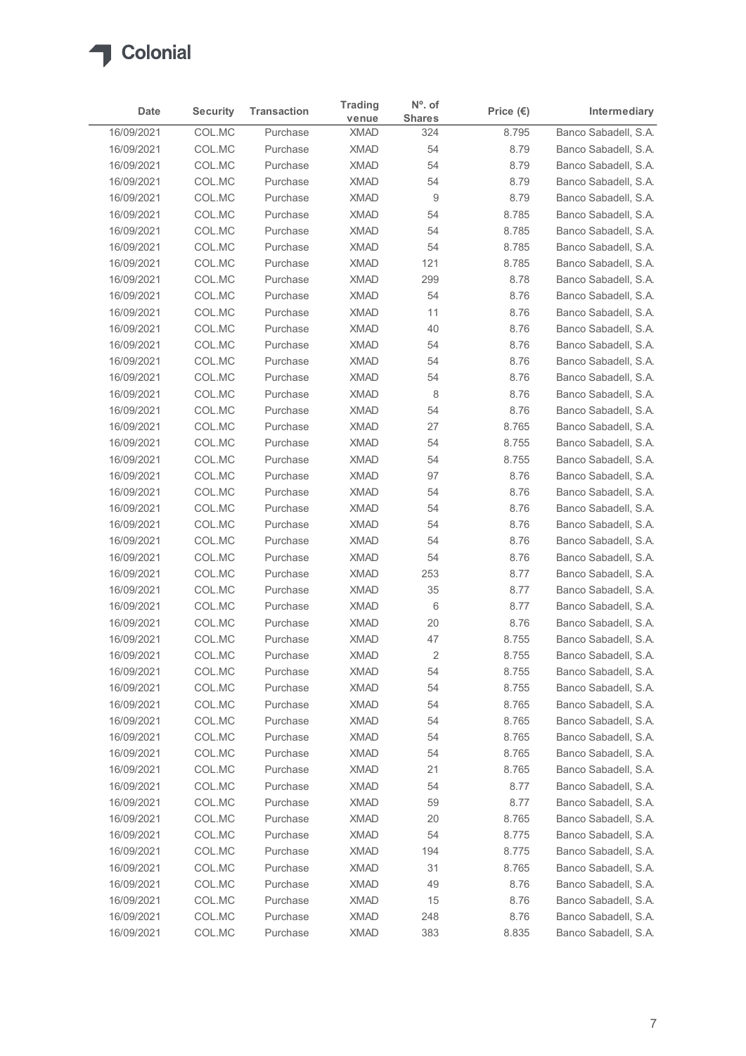| Date | Security | Transaction | Trading venue | Nº. of Shares | Price (€) | Intermediary |
|---|---|---|---|---|---|---|
| 16/09/2021 | COL.MC | Purchase | XMAD | 324 | 8.795 | Banco Sabadell, S.A. |
| 16/09/2021 | COL.MC | Purchase | XMAD | 54 | 8.79 | Banco Sabadell, S.A. |
| 16/09/2021 | COL.MC | Purchase | XMAD | 54 | 8.79 | Banco Sabadell, S.A. |
| 16/09/2021 | COL.MC | Purchase | XMAD | 54 | 8.79 | Banco Sabadell, S.A. |
| 16/09/2021 | COL.MC | Purchase | XMAD | 9 | 8.79 | Banco Sabadell, S.A. |
| 16/09/2021 | COL.MC | Purchase | XMAD | 54 | 8.785 | Banco Sabadell, S.A. |
| 16/09/2021 | COL.MC | Purchase | XMAD | 54 | 8.785 | Banco Sabadell, S.A. |
| 16/09/2021 | COL.MC | Purchase | XMAD | 54 | 8.785 | Banco Sabadell, S.A. |
| 16/09/2021 | COL.MC | Purchase | XMAD | 121 | 8.785 | Banco Sabadell, S.A. |
| 16/09/2021 | COL.MC | Purchase | XMAD | 299 | 8.78 | Banco Sabadell, S.A. |
| 16/09/2021 | COL.MC | Purchase | XMAD | 54 | 8.76 | Banco Sabadell, S.A. |
| 16/09/2021 | COL.MC | Purchase | XMAD | 11 | 8.76 | Banco Sabadell, S.A. |
| 16/09/2021 | COL.MC | Purchase | XMAD | 40 | 8.76 | Banco Sabadell, S.A. |
| 16/09/2021 | COL.MC | Purchase | XMAD | 54 | 8.76 | Banco Sabadell, S.A. |
| 16/09/2021 | COL.MC | Purchase | XMAD | 54 | 8.76 | Banco Sabadell, S.A. |
| 16/09/2021 | COL.MC | Purchase | XMAD | 54 | 8.76 | Banco Sabadell, S.A. |
| 16/09/2021 | COL.MC | Purchase | XMAD | 8 | 8.76 | Banco Sabadell, S.A. |
| 16/09/2021 | COL.MC | Purchase | XMAD | 54 | 8.76 | Banco Sabadell, S.A. |
| 16/09/2021 | COL.MC | Purchase | XMAD | 27 | 8.765 | Banco Sabadell, S.A. |
| 16/09/2021 | COL.MC | Purchase | XMAD | 54 | 8.755 | Banco Sabadell, S.A. |
| 16/09/2021 | COL.MC | Purchase | XMAD | 54 | 8.755 | Banco Sabadell, S.A. |
| 16/09/2021 | COL.MC | Purchase | XMAD | 97 | 8.76 | Banco Sabadell, S.A. |
| 16/09/2021 | COL.MC | Purchase | XMAD | 54 | 8.76 | Banco Sabadell, S.A. |
| 16/09/2021 | COL.MC | Purchase | XMAD | 54 | 8.76 | Banco Sabadell, S.A. |
| 16/09/2021 | COL.MC | Purchase | XMAD | 54 | 8.76 | Banco Sabadell, S.A. |
| 16/09/2021 | COL.MC | Purchase | XMAD | 54 | 8.76 | Banco Sabadell, S.A. |
| 16/09/2021 | COL.MC | Purchase | XMAD | 54 | 8.76 | Banco Sabadell, S.A. |
| 16/09/2021 | COL.MC | Purchase | XMAD | 253 | 8.77 | Banco Sabadell, S.A. |
| 16/09/2021 | COL.MC | Purchase | XMAD | 35 | 8.77 | Banco Sabadell, S.A. |
| 16/09/2021 | COL.MC | Purchase | XMAD | 6 | 8.77 | Banco Sabadell, S.A. |
| 16/09/2021 | COL.MC | Purchase | XMAD | 20 | 8.76 | Banco Sabadell, S.A. |
| 16/09/2021 | COL.MC | Purchase | XMAD | 47 | 8.755 | Banco Sabadell, S.A. |
| 16/09/2021 | COL.MC | Purchase | XMAD | 2 | 8.755 | Banco Sabadell, S.A. |
| 16/09/2021 | COL.MC | Purchase | XMAD | 54 | 8.755 | Banco Sabadell, S.A. |
| 16/09/2021 | COL.MC | Purchase | XMAD | 54 | 8.755 | Banco Sabadell, S.A. |
| 16/09/2021 | COL.MC | Purchase | XMAD | 54 | 8.765 | Banco Sabadell, S.A. |
| 16/09/2021 | COL.MC | Purchase | XMAD | 54 | 8.765 | Banco Sabadell, S.A. |
| 16/09/2021 | COL.MC | Purchase | XMAD | 54 | 8.765 | Banco Sabadell, S.A. |
| 16/09/2021 | COL.MC | Purchase | XMAD | 54 | 8.765 | Banco Sabadell, S.A. |
| 16/09/2021 | COL.MC | Purchase | XMAD | 21 | 8.765 | Banco Sabadell, S.A. |
| 16/09/2021 | COL.MC | Purchase | XMAD | 54 | 8.77 | Banco Sabadell, S.A. |
| 16/09/2021 | COL.MC | Purchase | XMAD | 59 | 8.77 | Banco Sabadell, S.A. |
| 16/09/2021 | COL.MC | Purchase | XMAD | 20 | 8.765 | Banco Sabadell, S.A. |
| 16/09/2021 | COL.MC | Purchase | XMAD | 54 | 8.775 | Banco Sabadell, S.A. |
| 16/09/2021 | COL.MC | Purchase | XMAD | 194 | 8.775 | Banco Sabadell, S.A. |
| 16/09/2021 | COL.MC | Purchase | XMAD | 31 | 8.765 | Banco Sabadell, S.A. |
| 16/09/2021 | COL.MC | Purchase | XMAD | 49 | 8.76 | Banco Sabadell, S.A. |
| 16/09/2021 | COL.MC | Purchase | XMAD | 15 | 8.76 | Banco Sabadell, S.A. |
| 16/09/2021 | COL.MC | Purchase | XMAD | 248 | 8.76 | Banco Sabadell, S.A. |
| 16/09/2021 | COL.MC | Purchase | XMAD | 383 | 8.835 | Banco Sabadell, S.A. |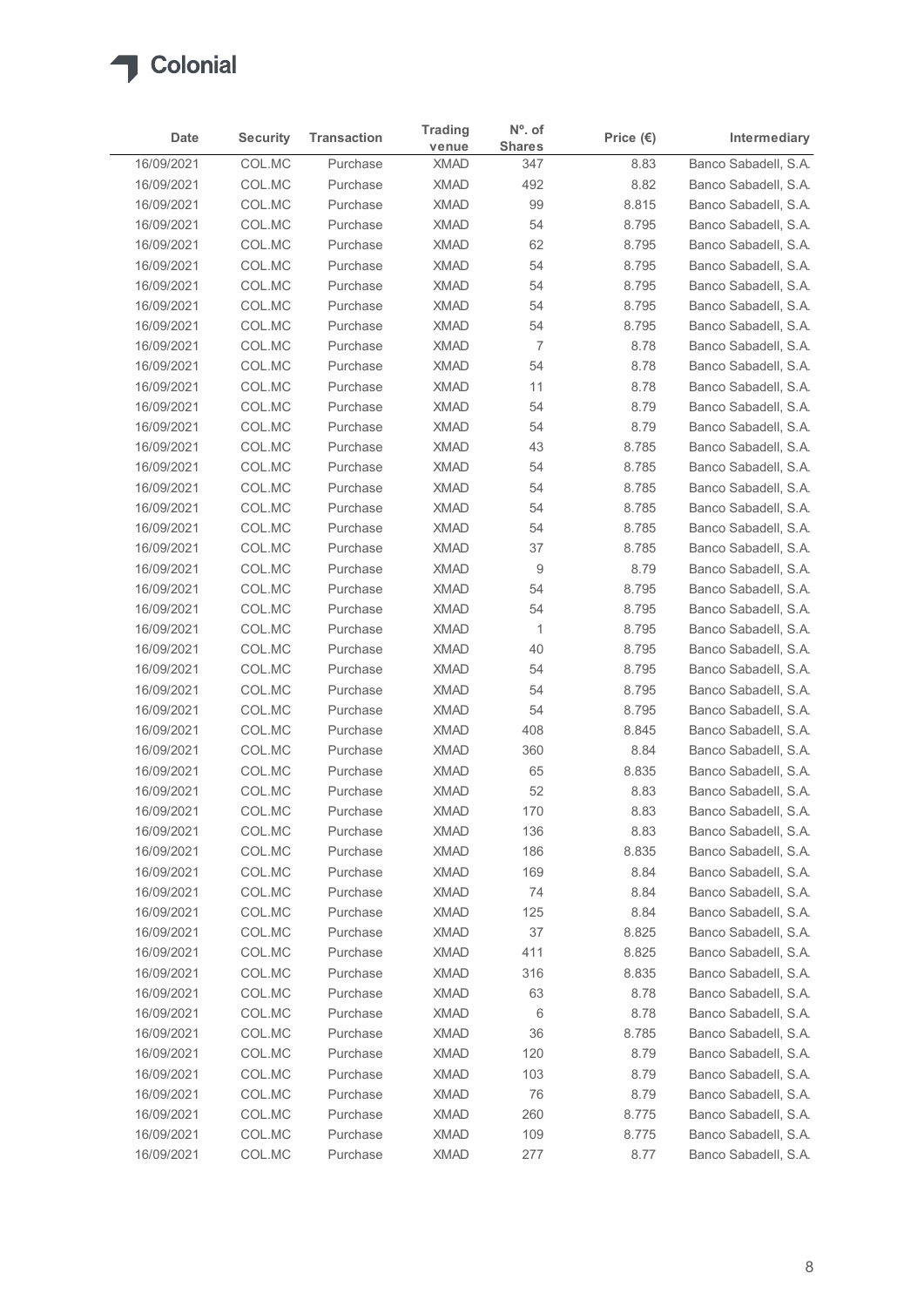| Date | Security | Transaction | Trading venue | Nº. of Shares | Price (€) | Intermediary |
|---|---|---|---|---|---|---|
| 16/09/2021 | COL.MC | Purchase | XMAD | 347 | 8.83 | Banco Sabadell, S.A. |
| 16/09/2021 | COL.MC | Purchase | XMAD | 492 | 8.82 | Banco Sabadell, S.A. |
| 16/09/2021 | COL.MC | Purchase | XMAD | 99 | 8.815 | Banco Sabadell, S.A. |
| 16/09/2021 | COL.MC | Purchase | XMAD | 54 | 8.795 | Banco Sabadell, S.A. |
| 16/09/2021 | COL.MC | Purchase | XMAD | 62 | 8.795 | Banco Sabadell, S.A. |
| 16/09/2021 | COL.MC | Purchase | XMAD | 54 | 8.795 | Banco Sabadell, S.A. |
| 16/09/2021 | COL.MC | Purchase | XMAD | 54 | 8.795 | Banco Sabadell, S.A. |
| 16/09/2021 | COL.MC | Purchase | XMAD | 54 | 8.795 | Banco Sabadell, S.A. |
| 16/09/2021 | COL.MC | Purchase | XMAD | 54 | 8.795 | Banco Sabadell, S.A. |
| 16/09/2021 | COL.MC | Purchase | XMAD | 7 | 8.78 | Banco Sabadell, S.A. |
| 16/09/2021 | COL.MC | Purchase | XMAD | 54 | 8.78 | Banco Sabadell, S.A. |
| 16/09/2021 | COL.MC | Purchase | XMAD | 11 | 8.78 | Banco Sabadell, S.A. |
| 16/09/2021 | COL.MC | Purchase | XMAD | 54 | 8.79 | Banco Sabadell, S.A. |
| 16/09/2021 | COL.MC | Purchase | XMAD | 54 | 8.79 | Banco Sabadell, S.A. |
| 16/09/2021 | COL.MC | Purchase | XMAD | 43 | 8.785 | Banco Sabadell, S.A. |
| 16/09/2021 | COL.MC | Purchase | XMAD | 54 | 8.785 | Banco Sabadell, S.A. |
| 16/09/2021 | COL.MC | Purchase | XMAD | 54 | 8.785 | Banco Sabadell, S.A. |
| 16/09/2021 | COL.MC | Purchase | XMAD | 54 | 8.785 | Banco Sabadell, S.A. |
| 16/09/2021 | COL.MC | Purchase | XMAD | 54 | 8.785 | Banco Sabadell, S.A. |
| 16/09/2021 | COL.MC | Purchase | XMAD | 37 | 8.785 | Banco Sabadell, S.A. |
| 16/09/2021 | COL.MC | Purchase | XMAD | 9 | 8.79 | Banco Sabadell, S.A. |
| 16/09/2021 | COL.MC | Purchase | XMAD | 54 | 8.795 | Banco Sabadell, S.A. |
| 16/09/2021 | COL.MC | Purchase | XMAD | 54 | 8.795 | Banco Sabadell, S.A. |
| 16/09/2021 | COL.MC | Purchase | XMAD | 1 | 8.795 | Banco Sabadell, S.A. |
| 16/09/2021 | COL.MC | Purchase | XMAD | 40 | 8.795 | Banco Sabadell, S.A. |
| 16/09/2021 | COL.MC | Purchase | XMAD | 54 | 8.795 | Banco Sabadell, S.A. |
| 16/09/2021 | COL.MC | Purchase | XMAD | 54 | 8.795 | Banco Sabadell, S.A. |
| 16/09/2021 | COL.MC | Purchase | XMAD | 54 | 8.795 | Banco Sabadell, S.A. |
| 16/09/2021 | COL.MC | Purchase | XMAD | 408 | 8.845 | Banco Sabadell, S.A. |
| 16/09/2021 | COL.MC | Purchase | XMAD | 360 | 8.84 | Banco Sabadell, S.A. |
| 16/09/2021 | COL.MC | Purchase | XMAD | 65 | 8.835 | Banco Sabadell, S.A. |
| 16/09/2021 | COL.MC | Purchase | XMAD | 52 | 8.83 | Banco Sabadell, S.A. |
| 16/09/2021 | COL.MC | Purchase | XMAD | 170 | 8.83 | Banco Sabadell, S.A. |
| 16/09/2021 | COL.MC | Purchase | XMAD | 136 | 8.83 | Banco Sabadell, S.A. |
| 16/09/2021 | COL.MC | Purchase | XMAD | 186 | 8.835 | Banco Sabadell, S.A. |
| 16/09/2021 | COL.MC | Purchase | XMAD | 169 | 8.84 | Banco Sabadell, S.A. |
| 16/09/2021 | COL.MC | Purchase | XMAD | 74 | 8.84 | Banco Sabadell, S.A. |
| 16/09/2021 | COL.MC | Purchase | XMAD | 125 | 8.84 | Banco Sabadell, S.A. |
| 16/09/2021 | COL.MC | Purchase | XMAD | 37 | 8.825 | Banco Sabadell, S.A. |
| 16/09/2021 | COL.MC | Purchase | XMAD | 411 | 8.825 | Banco Sabadell, S.A. |
| 16/09/2021 | COL.MC | Purchase | XMAD | 316 | 8.835 | Banco Sabadell, S.A. |
| 16/09/2021 | COL.MC | Purchase | XMAD | 63 | 8.78 | Banco Sabadell, S.A. |
| 16/09/2021 | COL.MC | Purchase | XMAD | 6 | 8.78 | Banco Sabadell, S.A. |
| 16/09/2021 | COL.MC | Purchase | XMAD | 36 | 8.785 | Banco Sabadell, S.A. |
| 16/09/2021 | COL.MC | Purchase | XMAD | 120 | 8.79 | Banco Sabadell, S.A. |
| 16/09/2021 | COL.MC | Purchase | XMAD | 103 | 8.79 | Banco Sabadell, S.A. |
| 16/09/2021 | COL.MC | Purchase | XMAD | 76 | 8.79 | Banco Sabadell, S.A. |
| 16/09/2021 | COL.MC | Purchase | XMAD | 260 | 8.775 | Banco Sabadell, S.A. |
| 16/09/2021 | COL.MC | Purchase | XMAD | 109 | 8.775 | Banco Sabadell, S.A. |
| 16/09/2021 | COL.MC | Purchase | XMAD | 277 | 8.77 | Banco Sabadell, S.A. |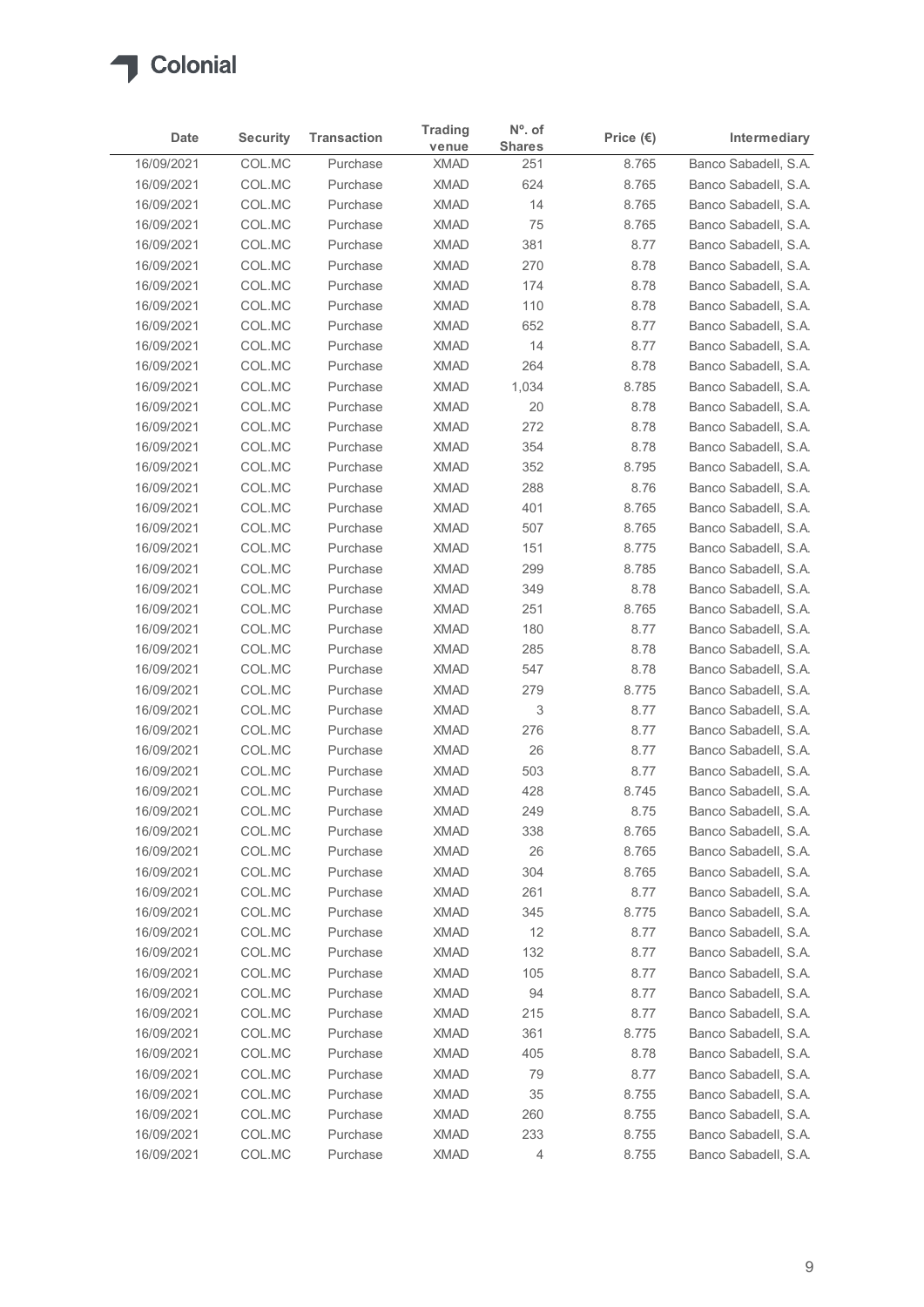| Date | Security | Transaction | Trading venue | Nº. of Shares | Price (€) | Intermediary |
|---|---|---|---|---|---|---|
| 16/09/2021 | COL.MC | Purchase | XMAD | 251 | 8.765 | Banco Sabadell, S.A. |
| 16/09/2021 | COL.MC | Purchase | XMAD | 624 | 8.765 | Banco Sabadell, S.A. |
| 16/09/2021 | COL.MC | Purchase | XMAD | 14 | 8.765 | Banco Sabadell, S.A. |
| 16/09/2021 | COL.MC | Purchase | XMAD | 75 | 8.765 | Banco Sabadell, S.A. |
| 16/09/2021 | COL.MC | Purchase | XMAD | 381 | 8.77 | Banco Sabadell, S.A. |
| 16/09/2021 | COL.MC | Purchase | XMAD | 270 | 8.78 | Banco Sabadell, S.A. |
| 16/09/2021 | COL.MC | Purchase | XMAD | 174 | 8.78 | Banco Sabadell, S.A. |
| 16/09/2021 | COL.MC | Purchase | XMAD | 110 | 8.78 | Banco Sabadell, S.A. |
| 16/09/2021 | COL.MC | Purchase | XMAD | 652 | 8.77 | Banco Sabadell, S.A. |
| 16/09/2021 | COL.MC | Purchase | XMAD | 14 | 8.77 | Banco Sabadell, S.A. |
| 16/09/2021 | COL.MC | Purchase | XMAD | 264 | 8.78 | Banco Sabadell, S.A. |
| 16/09/2021 | COL.MC | Purchase | XMAD | 1,034 | 8.785 | Banco Sabadell, S.A. |
| 16/09/2021 | COL.MC | Purchase | XMAD | 20 | 8.78 | Banco Sabadell, S.A. |
| 16/09/2021 | COL.MC | Purchase | XMAD | 272 | 8.78 | Banco Sabadell, S.A. |
| 16/09/2021 | COL.MC | Purchase | XMAD | 354 | 8.78 | Banco Sabadell, S.A. |
| 16/09/2021 | COL.MC | Purchase | XMAD | 352 | 8.795 | Banco Sabadell, S.A. |
| 16/09/2021 | COL.MC | Purchase | XMAD | 288 | 8.76 | Banco Sabadell, S.A. |
| 16/09/2021 | COL.MC | Purchase | XMAD | 401 | 8.765 | Banco Sabadell, S.A. |
| 16/09/2021 | COL.MC | Purchase | XMAD | 507 | 8.765 | Banco Sabadell, S.A. |
| 16/09/2021 | COL.MC | Purchase | XMAD | 151 | 8.775 | Banco Sabadell, S.A. |
| 16/09/2021 | COL.MC | Purchase | XMAD | 299 | 8.785 | Banco Sabadell, S.A. |
| 16/09/2021 | COL.MC | Purchase | XMAD | 349 | 8.78 | Banco Sabadell, S.A. |
| 16/09/2021 | COL.MC | Purchase | XMAD | 251 | 8.765 | Banco Sabadell, S.A. |
| 16/09/2021 | COL.MC | Purchase | XMAD | 180 | 8.77 | Banco Sabadell, S.A. |
| 16/09/2021 | COL.MC | Purchase | XMAD | 285 | 8.78 | Banco Sabadell, S.A. |
| 16/09/2021 | COL.MC | Purchase | XMAD | 547 | 8.78 | Banco Sabadell, S.A. |
| 16/09/2021 | COL.MC | Purchase | XMAD | 279 | 8.775 | Banco Sabadell, S.A. |
| 16/09/2021 | COL.MC | Purchase | XMAD | 3 | 8.77 | Banco Sabadell, S.A. |
| 16/09/2021 | COL.MC | Purchase | XMAD | 276 | 8.77 | Banco Sabadell, S.A. |
| 16/09/2021 | COL.MC | Purchase | XMAD | 26 | 8.77 | Banco Sabadell, S.A. |
| 16/09/2021 | COL.MC | Purchase | XMAD | 503 | 8.77 | Banco Sabadell, S.A. |
| 16/09/2021 | COL.MC | Purchase | XMAD | 428 | 8.745 | Banco Sabadell, S.A. |
| 16/09/2021 | COL.MC | Purchase | XMAD | 249 | 8.75 | Banco Sabadell, S.A. |
| 16/09/2021 | COL.MC | Purchase | XMAD | 338 | 8.765 | Banco Sabadell, S.A. |
| 16/09/2021 | COL.MC | Purchase | XMAD | 26 | 8.765 | Banco Sabadell, S.A. |
| 16/09/2021 | COL.MC | Purchase | XMAD | 304 | 8.765 | Banco Sabadell, S.A. |
| 16/09/2021 | COL.MC | Purchase | XMAD | 261 | 8.77 | Banco Sabadell, S.A. |
| 16/09/2021 | COL.MC | Purchase | XMAD | 345 | 8.775 | Banco Sabadell, S.A. |
| 16/09/2021 | COL.MC | Purchase | XMAD | 12 | 8.77 | Banco Sabadell, S.A. |
| 16/09/2021 | COL.MC | Purchase | XMAD | 132 | 8.77 | Banco Sabadell, S.A. |
| 16/09/2021 | COL.MC | Purchase | XMAD | 105 | 8.77 | Banco Sabadell, S.A. |
| 16/09/2021 | COL.MC | Purchase | XMAD | 94 | 8.77 | Banco Sabadell, S.A. |
| 16/09/2021 | COL.MC | Purchase | XMAD | 215 | 8.77 | Banco Sabadell, S.A. |
| 16/09/2021 | COL.MC | Purchase | XMAD | 361 | 8.775 | Banco Sabadell, S.A. |
| 16/09/2021 | COL.MC | Purchase | XMAD | 405 | 8.78 | Banco Sabadell, S.A. |
| 16/09/2021 | COL.MC | Purchase | XMAD | 79 | 8.77 | Banco Sabadell, S.A. |
| 16/09/2021 | COL.MC | Purchase | XMAD | 35 | 8.755 | Banco Sabadell, S.A. |
| 16/09/2021 | COL.MC | Purchase | XMAD | 260 | 8.755 | Banco Sabadell, S.A. |
| 16/09/2021 | COL.MC | Purchase | XMAD | 233 | 8.755 | Banco Sabadell, S.A. |
| 16/09/2021 | COL.MC | Purchase | XMAD | 4 | 8.755 | Banco Sabadell, S.A. |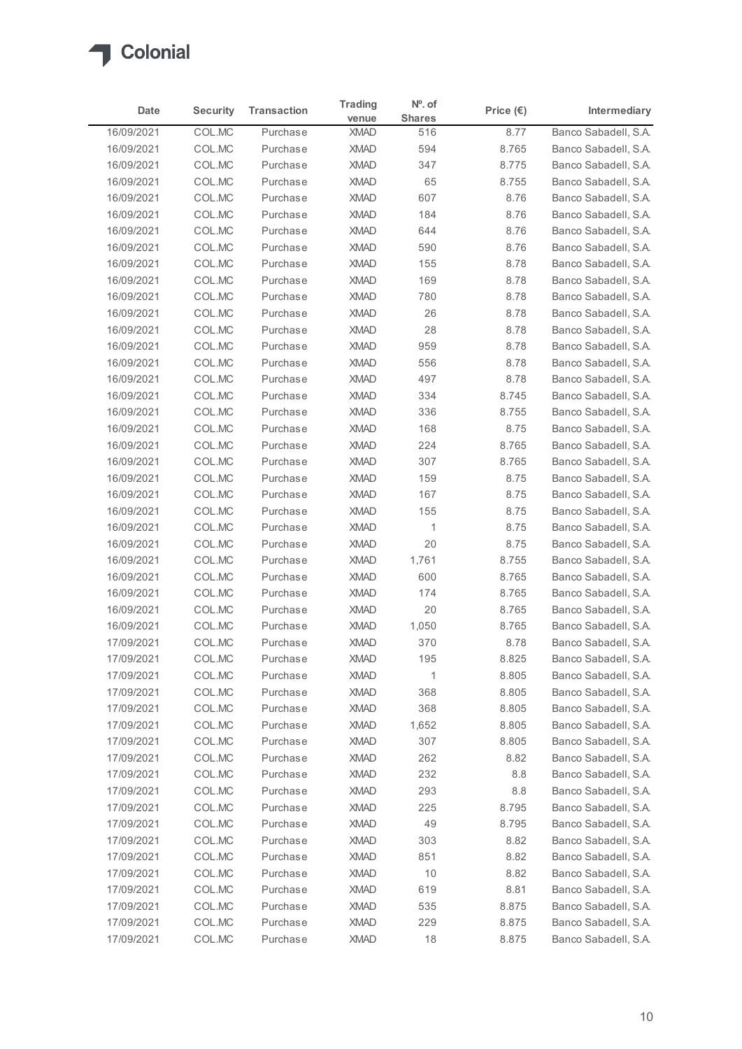| Date | Security | Transaction | Trading venue | Nº. of Shares | Price (€) | Intermediary |
|---|---|---|---|---|---|---|
| 16/09/2021 | COL.MC | Purchase | XMAD | 516 | 8.77 | Banco Sabadell, S.A. |
| 16/09/2021 | COL.MC | Purchase | XMAD | 594 | 8.765 | Banco Sabadell, S.A. |
| 16/09/2021 | COL.MC | Purchase | XMAD | 347 | 8.775 | Banco Sabadell, S.A. |
| 16/09/2021 | COL.MC | Purchase | XMAD | 65 | 8.755 | Banco Sabadell, S.A. |
| 16/09/2021 | COL.MC | Purchase | XMAD | 607 | 8.76 | Banco Sabadell, S.A. |
| 16/09/2021 | COL.MC | Purchase | XMAD | 184 | 8.76 | Banco Sabadell, S.A. |
| 16/09/2021 | COL.MC | Purchase | XMAD | 644 | 8.76 | Banco Sabadell, S.A. |
| 16/09/2021 | COL.MC | Purchase | XMAD | 590 | 8.76 | Banco Sabadell, S.A. |
| 16/09/2021 | COL.MC | Purchase | XMAD | 155 | 8.78 | Banco Sabadell, S.A. |
| 16/09/2021 | COL.MC | Purchase | XMAD | 169 | 8.78 | Banco Sabadell, S.A. |
| 16/09/2021 | COL.MC | Purchase | XMAD | 780 | 8.78 | Banco Sabadell, S.A. |
| 16/09/2021 | COL.MC | Purchase | XMAD | 26 | 8.78 | Banco Sabadell, S.A. |
| 16/09/2021 | COL.MC | Purchase | XMAD | 28 | 8.78 | Banco Sabadell, S.A. |
| 16/09/2021 | COL.MC | Purchase | XMAD | 959 | 8.78 | Banco Sabadell, S.A. |
| 16/09/2021 | COL.MC | Purchase | XMAD | 556 | 8.78 | Banco Sabadell, S.A. |
| 16/09/2021 | COL.MC | Purchase | XMAD | 497 | 8.78 | Banco Sabadell, S.A. |
| 16/09/2021 | COL.MC | Purchase | XMAD | 334 | 8.745 | Banco Sabadell, S.A. |
| 16/09/2021 | COL.MC | Purchase | XMAD | 336 | 8.755 | Banco Sabadell, S.A. |
| 16/09/2021 | COL.MC | Purchase | XMAD | 168 | 8.75 | Banco Sabadell, S.A. |
| 16/09/2021 | COL.MC | Purchase | XMAD | 224 | 8.765 | Banco Sabadell, S.A. |
| 16/09/2021 | COL.MC | Purchase | XMAD | 307 | 8.765 | Banco Sabadell, S.A. |
| 16/09/2021 | COL.MC | Purchase | XMAD | 159 | 8.75 | Banco Sabadell, S.A. |
| 16/09/2021 | COL.MC | Purchase | XMAD | 167 | 8.75 | Banco Sabadell, S.A. |
| 16/09/2021 | COL.MC | Purchase | XMAD | 155 | 8.75 | Banco Sabadell, S.A. |
| 16/09/2021 | COL.MC | Purchase | XMAD | 1 | 8.75 | Banco Sabadell, S.A. |
| 16/09/2021 | COL.MC | Purchase | XMAD | 20 | 8.75 | Banco Sabadell, S.A. |
| 16/09/2021 | COL.MC | Purchase | XMAD | 1,761 | 8.755 | Banco Sabadell, S.A. |
| 16/09/2021 | COL.MC | Purchase | XMAD | 600 | 8.765 | Banco Sabadell, S.A. |
| 16/09/2021 | COL.MC | Purchase | XMAD | 174 | 8.765 | Banco Sabadell, S.A. |
| 16/09/2021 | COL.MC | Purchase | XMAD | 20 | 8.765 | Banco Sabadell, S.A. |
| 16/09/2021 | COL.MC | Purchase | XMAD | 1,050 | 8.765 | Banco Sabadell, S.A. |
| 17/09/2021 | COL.MC | Purchase | XMAD | 370 | 8.78 | Banco Sabadell, S.A. |
| 17/09/2021 | COL.MC | Purchase | XMAD | 195 | 8.825 | Banco Sabadell, S.A. |
| 17/09/2021 | COL.MC | Purchase | XMAD | 1 | 8.805 | Banco Sabadell, S.A. |
| 17/09/2021 | COL.MC | Purchase | XMAD | 368 | 8.805 | Banco Sabadell, S.A. |
| 17/09/2021 | COL.MC | Purchase | XMAD | 368 | 8.805 | Banco Sabadell, S.A. |
| 17/09/2021 | COL.MC | Purchase | XMAD | 1,652 | 8.805 | Banco Sabadell, S.A. |
| 17/09/2021 | COL.MC | Purchase | XMAD | 307 | 8.805 | Banco Sabadell, S.A. |
| 17/09/2021 | COL.MC | Purchase | XMAD | 262 | 8.82 | Banco Sabadell, S.A. |
| 17/09/2021 | COL.MC | Purchase | XMAD | 232 | 8.8 | Banco Sabadell, S.A. |
| 17/09/2021 | COL.MC | Purchase | XMAD | 293 | 8.8 | Banco Sabadell, S.A. |
| 17/09/2021 | COL.MC | Purchase | XMAD | 225 | 8.795 | Banco Sabadell, S.A. |
| 17/09/2021 | COL.MC | Purchase | XMAD | 49 | 8.795 | Banco Sabadell, S.A. |
| 17/09/2021 | COL.MC | Purchase | XMAD | 303 | 8.82 | Banco Sabadell, S.A. |
| 17/09/2021 | COL.MC | Purchase | XMAD | 851 | 8.82 | Banco Sabadell, S.A. |
| 17/09/2021 | COL.MC | Purchase | XMAD | 10 | 8.82 | Banco Sabadell, S.A. |
| 17/09/2021 | COL.MC | Purchase | XMAD | 619 | 8.81 | Banco Sabadell, S.A. |
| 17/09/2021 | COL.MC | Purchase | XMAD | 535 | 8.875 | Banco Sabadell, S.A. |
| 17/09/2021 | COL.MC | Purchase | XMAD | 229 | 8.875 | Banco Sabadell, S.A. |
| 17/09/2021 | COL.MC | Purchase | XMAD | 18 | 8.875 | Banco Sabadell, S.A. |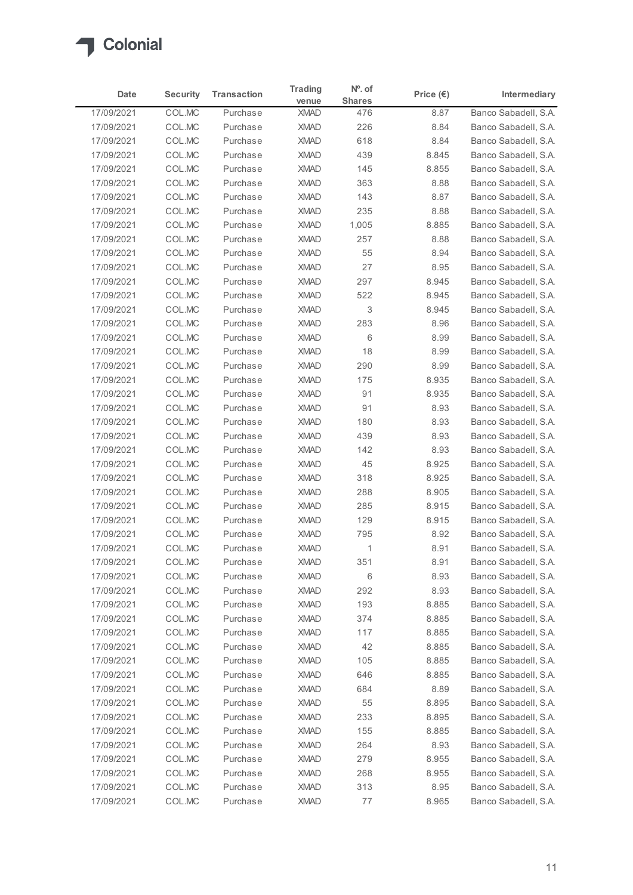Colonial

| Date | Security | Transaction | Trading venue | Nº. of Shares | Price (€) | Intermediary |
|---|---|---|---|---|---|---|
| 17/09/2021 | COL.MC | Purchase | XMAD | 476 | 8.87 | Banco Sabadell, S.A. |
| 17/09/2021 | COL.MC | Purchase | XMAD | 226 | 8.84 | Banco Sabadell, S.A. |
| 17/09/2021 | COL.MC | Purchase | XMAD | 618 | 8.84 | Banco Sabadell, S.A. |
| 17/09/2021 | COL.MC | Purchase | XMAD | 439 | 8.845 | Banco Sabadell, S.A. |
| 17/09/2021 | COL.MC | Purchase | XMAD | 145 | 8.855 | Banco Sabadell, S.A. |
| 17/09/2021 | COL.MC | Purchase | XMAD | 363 | 8.88 | Banco Sabadell, S.A. |
| 17/09/2021 | COL.MC | Purchase | XMAD | 143 | 8.87 | Banco Sabadell, S.A. |
| 17/09/2021 | COL.MC | Purchase | XMAD | 235 | 8.88 | Banco Sabadell, S.A. |
| 17/09/2021 | COL.MC | Purchase | XMAD | 1,005 | 8.885 | Banco Sabadell, S.A. |
| 17/09/2021 | COL.MC | Purchase | XMAD | 257 | 8.88 | Banco Sabadell, S.A. |
| 17/09/2021 | COL.MC | Purchase | XMAD | 55 | 8.94 | Banco Sabadell, S.A. |
| 17/09/2021 | COL.MC | Purchase | XMAD | 27 | 8.95 | Banco Sabadell, S.A. |
| 17/09/2021 | COL.MC | Purchase | XMAD | 297 | 8.945 | Banco Sabadell, S.A. |
| 17/09/2021 | COL.MC | Purchase | XMAD | 522 | 8.945 | Banco Sabadell, S.A. |
| 17/09/2021 | COL.MC | Purchase | XMAD | 3 | 8.945 | Banco Sabadell, S.A. |
| 17/09/2021 | COL.MC | Purchase | XMAD | 283 | 8.96 | Banco Sabadell, S.A. |
| 17/09/2021 | COL.MC | Purchase | XMAD | 6 | 8.99 | Banco Sabadell, S.A. |
| 17/09/2021 | COL.MC | Purchase | XMAD | 18 | 8.99 | Banco Sabadell, S.A. |
| 17/09/2021 | COL.MC | Purchase | XMAD | 290 | 8.99 | Banco Sabadell, S.A. |
| 17/09/2021 | COL.MC | Purchase | XMAD | 175 | 8.935 | Banco Sabadell, S.A. |
| 17/09/2021 | COL.MC | Purchase | XMAD | 91 | 8.935 | Banco Sabadell, S.A. |
| 17/09/2021 | COL.MC | Purchase | XMAD | 91 | 8.93 | Banco Sabadell, S.A. |
| 17/09/2021 | COL.MC | Purchase | XMAD | 180 | 8.93 | Banco Sabadell, S.A. |
| 17/09/2021 | COL.MC | Purchase | XMAD | 439 | 8.93 | Banco Sabadell, S.A. |
| 17/09/2021 | COL.MC | Purchase | XMAD | 142 | 8.93 | Banco Sabadell, S.A. |
| 17/09/2021 | COL.MC | Purchase | XMAD | 45 | 8.925 | Banco Sabadell, S.A. |
| 17/09/2021 | COL.MC | Purchase | XMAD | 318 | 8.925 | Banco Sabadell, S.A. |
| 17/09/2021 | COL.MC | Purchase | XMAD | 288 | 8.905 | Banco Sabadell, S.A. |
| 17/09/2021 | COL.MC | Purchase | XMAD | 285 | 8.915 | Banco Sabadell, S.A. |
| 17/09/2021 | COL.MC | Purchase | XMAD | 129 | 8.915 | Banco Sabadell, S.A. |
| 17/09/2021 | COL.MC | Purchase | XMAD | 795 | 8.92 | Banco Sabadell, S.A. |
| 17/09/2021 | COL.MC | Purchase | XMAD | 1 | 8.91 | Banco Sabadell, S.A. |
| 17/09/2021 | COL.MC | Purchase | XMAD | 351 | 8.91 | Banco Sabadell, S.A. |
| 17/09/2021 | COL.MC | Purchase | XMAD | 6 | 8.93 | Banco Sabadell, S.A. |
| 17/09/2021 | COL.MC | Purchase | XMAD | 292 | 8.93 | Banco Sabadell, S.A. |
| 17/09/2021 | COL.MC | Purchase | XMAD | 193 | 8.885 | Banco Sabadell, S.A. |
| 17/09/2021 | COL.MC | Purchase | XMAD | 374 | 8.885 | Banco Sabadell, S.A. |
| 17/09/2021 | COL.MC | Purchase | XMAD | 117 | 8.885 | Banco Sabadell, S.A. |
| 17/09/2021 | COL.MC | Purchase | XMAD | 42 | 8.885 | Banco Sabadell, S.A. |
| 17/09/2021 | COL.MC | Purchase | XMAD | 105 | 8.885 | Banco Sabadell, S.A. |
| 17/09/2021 | COL.MC | Purchase | XMAD | 646 | 8.885 | Banco Sabadell, S.A. |
| 17/09/2021 | COL.MC | Purchase | XMAD | 684 | 8.89 | Banco Sabadell, S.A. |
| 17/09/2021 | COL.MC | Purchase | XMAD | 55 | 8.895 | Banco Sabadell, S.A. |
| 17/09/2021 | COL.MC | Purchase | XMAD | 233 | 8.895 | Banco Sabadell, S.A. |
| 17/09/2021 | COL.MC | Purchase | XMAD | 155 | 8.885 | Banco Sabadell, S.A. |
| 17/09/2021 | COL.MC | Purchase | XMAD | 264 | 8.93 | Banco Sabadell, S.A. |
| 17/09/2021 | COL.MC | Purchase | XMAD | 279 | 8.955 | Banco Sabadell, S.A. |
| 17/09/2021 | COL.MC | Purchase | XMAD | 268 | 8.955 | Banco Sabadell, S.A. |
| 17/09/2021 | COL.MC | Purchase | XMAD | 313 | 8.95 | Banco Sabadell, S.A. |
| 17/09/2021 | COL.MC | Purchase | XMAD | 77 | 8.965 | Banco Sabadell, S.A. |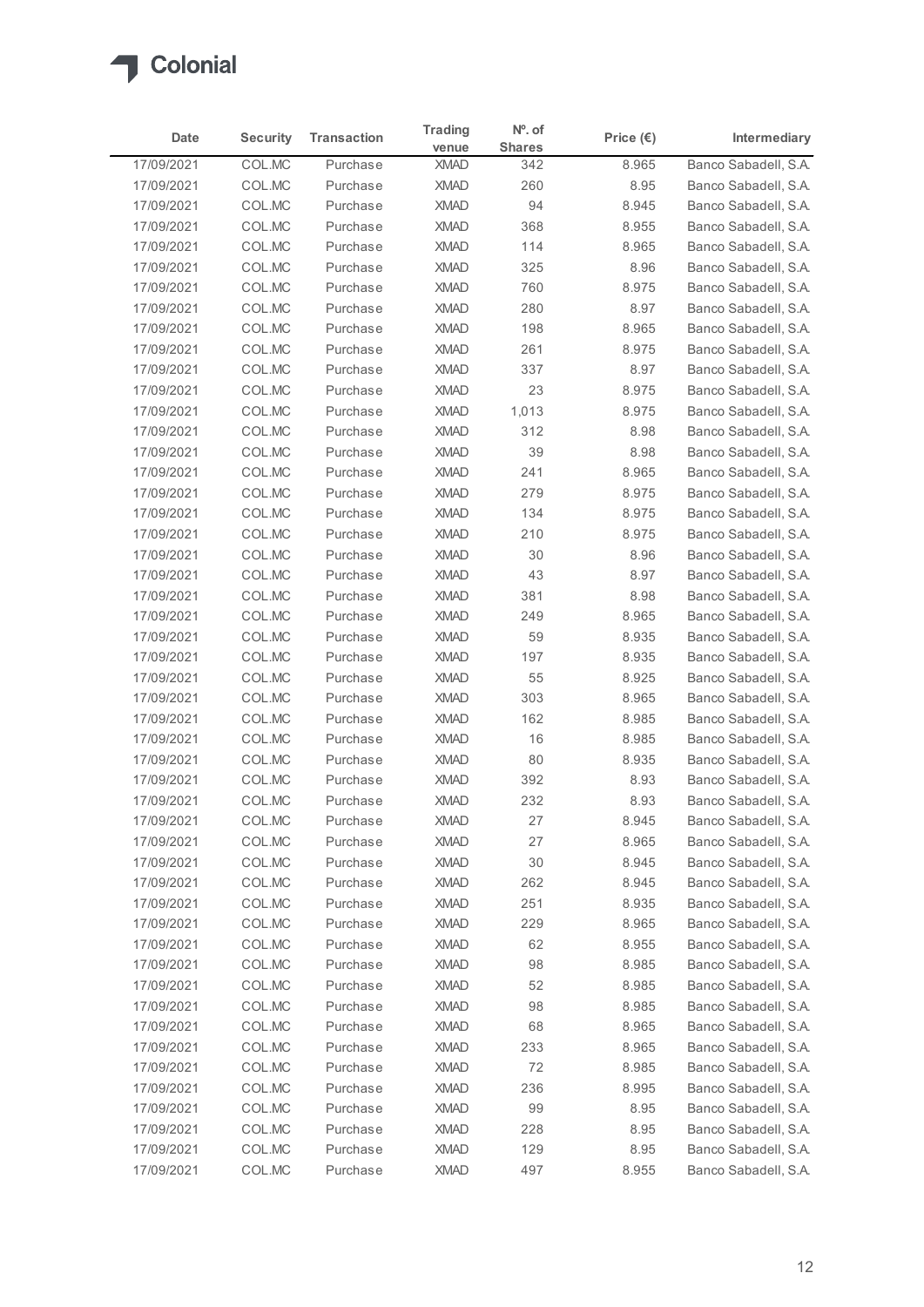Colonial

| Date | Security | Transaction | Trading venue | Nº. of Shares | Price (€) | Intermediary |
|---|---|---|---|---|---|---|
| 17/09/2021 | COL.MC | Purchase | XMAD | 342 | 8.965 | Banco Sabadell, S.A. |
| 17/09/2021 | COL.MC | Purchase | XMAD | 260 | 8.95 | Banco Sabadell, S.A. |
| 17/09/2021 | COL.MC | Purchase | XMAD | 94 | 8.945 | Banco Sabadell, S.A. |
| 17/09/2021 | COL.MC | Purchase | XMAD | 368 | 8.955 | Banco Sabadell, S.A. |
| 17/09/2021 | COL.MC | Purchase | XMAD | 114 | 8.965 | Banco Sabadell, S.A. |
| 17/09/2021 | COL.MC | Purchase | XMAD | 325 | 8.96 | Banco Sabadell, S.A. |
| 17/09/2021 | COL.MC | Purchase | XMAD | 760 | 8.975 | Banco Sabadell, S.A. |
| 17/09/2021 | COL.MC | Purchase | XMAD | 280 | 8.97 | Banco Sabadell, S.A. |
| 17/09/2021 | COL.MC | Purchase | XMAD | 198 | 8.965 | Banco Sabadell, S.A. |
| 17/09/2021 | COL.MC | Purchase | XMAD | 261 | 8.975 | Banco Sabadell, S.A. |
| 17/09/2021 | COL.MC | Purchase | XMAD | 337 | 8.97 | Banco Sabadell, S.A. |
| 17/09/2021 | COL.MC | Purchase | XMAD | 23 | 8.975 | Banco Sabadell, S.A. |
| 17/09/2021 | COL.MC | Purchase | XMAD | 1,013 | 8.975 | Banco Sabadell, S.A. |
| 17/09/2021 | COL.MC | Purchase | XMAD | 312 | 8.98 | Banco Sabadell, S.A. |
| 17/09/2021 | COL.MC | Purchase | XMAD | 39 | 8.98 | Banco Sabadell, S.A. |
| 17/09/2021 | COL.MC | Purchase | XMAD | 241 | 8.965 | Banco Sabadell, S.A. |
| 17/09/2021 | COL.MC | Purchase | XMAD | 279 | 8.975 | Banco Sabadell, S.A. |
| 17/09/2021 | COL.MC | Purchase | XMAD | 134 | 8.975 | Banco Sabadell, S.A. |
| 17/09/2021 | COL.MC | Purchase | XMAD | 210 | 8.975 | Banco Sabadell, S.A. |
| 17/09/2021 | COL.MC | Purchase | XMAD | 30 | 8.96 | Banco Sabadell, S.A. |
| 17/09/2021 | COL.MC | Purchase | XMAD | 43 | 8.97 | Banco Sabadell, S.A. |
| 17/09/2021 | COL.MC | Purchase | XMAD | 381 | 8.98 | Banco Sabadell, S.A. |
| 17/09/2021 | COL.MC | Purchase | XMAD | 249 | 8.965 | Banco Sabadell, S.A. |
| 17/09/2021 | COL.MC | Purchase | XMAD | 59 | 8.935 | Banco Sabadell, S.A. |
| 17/09/2021 | COL.MC | Purchase | XMAD | 197 | 8.935 | Banco Sabadell, S.A. |
| 17/09/2021 | COL.MC | Purchase | XMAD | 55 | 8.925 | Banco Sabadell, S.A. |
| 17/09/2021 | COL.MC | Purchase | XMAD | 303 | 8.965 | Banco Sabadell, S.A. |
| 17/09/2021 | COL.MC | Purchase | XMAD | 162 | 8.985 | Banco Sabadell, S.A. |
| 17/09/2021 | COL.MC | Purchase | XMAD | 16 | 8.985 | Banco Sabadell, S.A. |
| 17/09/2021 | COL.MC | Purchase | XMAD | 80 | 8.935 | Banco Sabadell, S.A. |
| 17/09/2021 | COL.MC | Purchase | XMAD | 392 | 8.93 | Banco Sabadell, S.A. |
| 17/09/2021 | COL.MC | Purchase | XMAD | 232 | 8.93 | Banco Sabadell, S.A. |
| 17/09/2021 | COL.MC | Purchase | XMAD | 27 | 8.945 | Banco Sabadell, S.A. |
| 17/09/2021 | COL.MC | Purchase | XMAD | 27 | 8.965 | Banco Sabadell, S.A. |
| 17/09/2021 | COL.MC | Purchase | XMAD | 30 | 8.945 | Banco Sabadell, S.A. |
| 17/09/2021 | COL.MC | Purchase | XMAD | 262 | 8.945 | Banco Sabadell, S.A. |
| 17/09/2021 | COL.MC | Purchase | XMAD | 251 | 8.935 | Banco Sabadell, S.A. |
| 17/09/2021 | COL.MC | Purchase | XMAD | 229 | 8.965 | Banco Sabadell, S.A. |
| 17/09/2021 | COL.MC | Purchase | XMAD | 62 | 8.955 | Banco Sabadell, S.A. |
| 17/09/2021 | COL.MC | Purchase | XMAD | 98 | 8.985 | Banco Sabadell, S.A. |
| 17/09/2021 | COL.MC | Purchase | XMAD | 52 | 8.985 | Banco Sabadell, S.A. |
| 17/09/2021 | COL.MC | Purchase | XMAD | 98 | 8.985 | Banco Sabadell, S.A. |
| 17/09/2021 | COL.MC | Purchase | XMAD | 68 | 8.965 | Banco Sabadell, S.A. |
| 17/09/2021 | COL.MC | Purchase | XMAD | 233 | 8.965 | Banco Sabadell, S.A. |
| 17/09/2021 | COL.MC | Purchase | XMAD | 72 | 8.985 | Banco Sabadell, S.A. |
| 17/09/2021 | COL.MC | Purchase | XMAD | 236 | 8.995 | Banco Sabadell, S.A. |
| 17/09/2021 | COL.MC | Purchase | XMAD | 99 | 8.95 | Banco Sabadell, S.A. |
| 17/09/2021 | COL.MC | Purchase | XMAD | 228 | 8.95 | Banco Sabadell, S.A. |
| 17/09/2021 | COL.MC | Purchase | XMAD | 129 | 8.95 | Banco Sabadell, S.A. |
| 17/09/2021 | COL.MC | Purchase | XMAD | 497 | 8.955 | Banco Sabadell, S.A. |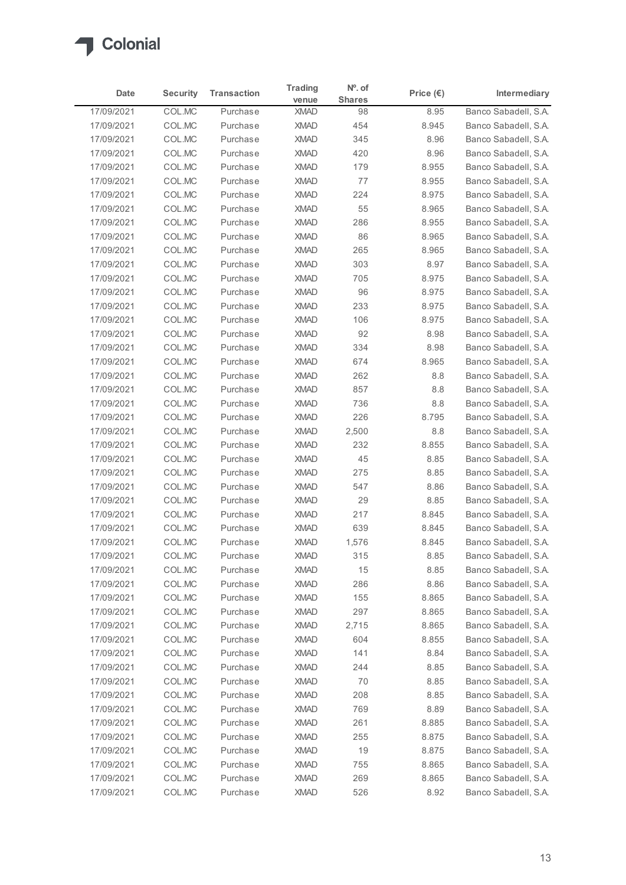| Date | Security | Transaction | Trading venue | Nº. of Shares | Price (€) | Intermediary |
|---|---|---|---|---|---|---|
| 17/09/2021 | COL.MC | Purchase | XMAD | 98 | 8.95 | Banco Sabadell, S.A. |
| 17/09/2021 | COL.MC | Purchase | XMAD | 454 | 8.945 | Banco Sabadell, S.A. |
| 17/09/2021 | COL.MC | Purchase | XMAD | 345 | 8.96 | Banco Sabadell, S.A. |
| 17/09/2021 | COL.MC | Purchase | XMAD | 420 | 8.96 | Banco Sabadell, S.A. |
| 17/09/2021 | COL.MC | Purchase | XMAD | 179 | 8.955 | Banco Sabadell, S.A. |
| 17/09/2021 | COL.MC | Purchase | XMAD | 77 | 8.955 | Banco Sabadell, S.A. |
| 17/09/2021 | COL.MC | Purchase | XMAD | 224 | 8.975 | Banco Sabadell, S.A. |
| 17/09/2021 | COL.MC | Purchase | XMAD | 55 | 8.965 | Banco Sabadell, S.A. |
| 17/09/2021 | COL.MC | Purchase | XMAD | 286 | 8.955 | Banco Sabadell, S.A. |
| 17/09/2021 | COL.MC | Purchase | XMAD | 86 | 8.965 | Banco Sabadell, S.A. |
| 17/09/2021 | COL.MC | Purchase | XMAD | 265 | 8.965 | Banco Sabadell, S.A. |
| 17/09/2021 | COL.MC | Purchase | XMAD | 303 | 8.97 | Banco Sabadell, S.A. |
| 17/09/2021 | COL.MC | Purchase | XMAD | 705 | 8.975 | Banco Sabadell, S.A. |
| 17/09/2021 | COL.MC | Purchase | XMAD | 96 | 8.975 | Banco Sabadell, S.A. |
| 17/09/2021 | COL.MC | Purchase | XMAD | 233 | 8.975 | Banco Sabadell, S.A. |
| 17/09/2021 | COL.MC | Purchase | XMAD | 106 | 8.975 | Banco Sabadell, S.A. |
| 17/09/2021 | COL.MC | Purchase | XMAD | 92 | 8.98 | Banco Sabadell, S.A. |
| 17/09/2021 | COL.MC | Purchase | XMAD | 334 | 8.98 | Banco Sabadell, S.A. |
| 17/09/2021 | COL.MC | Purchase | XMAD | 674 | 8.965 | Banco Sabadell, S.A. |
| 17/09/2021 | COL.MC | Purchase | XMAD | 262 | 8.8 | Banco Sabadell, S.A. |
| 17/09/2021 | COL.MC | Purchase | XMAD | 857 | 8.8 | Banco Sabadell, S.A. |
| 17/09/2021 | COL.MC | Purchase | XMAD | 736 | 8.8 | Banco Sabadell, S.A. |
| 17/09/2021 | COL.MC | Purchase | XMAD | 226 | 8.795 | Banco Sabadell, S.A. |
| 17/09/2021 | COL.MC | Purchase | XMAD | 2,500 | 8.8 | Banco Sabadell, S.A. |
| 17/09/2021 | COL.MC | Purchase | XMAD | 232 | 8.855 | Banco Sabadell, S.A. |
| 17/09/2021 | COL.MC | Purchase | XMAD | 45 | 8.85 | Banco Sabadell, S.A. |
| 17/09/2021 | COL.MC | Purchase | XMAD | 275 | 8.85 | Banco Sabadell, S.A. |
| 17/09/2021 | COL.MC | Purchase | XMAD | 547 | 8.86 | Banco Sabadell, S.A. |
| 17/09/2021 | COL.MC | Purchase | XMAD | 29 | 8.85 | Banco Sabadell, S.A. |
| 17/09/2021 | COL.MC | Purchase | XMAD | 217 | 8.845 | Banco Sabadell, S.A. |
| 17/09/2021 | COL.MC | Purchase | XMAD | 639 | 8.845 | Banco Sabadell, S.A. |
| 17/09/2021 | COL.MC | Purchase | XMAD | 1,576 | 8.845 | Banco Sabadell, S.A. |
| 17/09/2021 | COL.MC | Purchase | XMAD | 315 | 8.85 | Banco Sabadell, S.A. |
| 17/09/2021 | COL.MC | Purchase | XMAD | 15 | 8.85 | Banco Sabadell, S.A. |
| 17/09/2021 | COL.MC | Purchase | XMAD | 286 | 8.86 | Banco Sabadell, S.A. |
| 17/09/2021 | COL.MC | Purchase | XMAD | 155 | 8.865 | Banco Sabadell, S.A. |
| 17/09/2021 | COL.MC | Purchase | XMAD | 297 | 8.865 | Banco Sabadell, S.A. |
| 17/09/2021 | COL.MC | Purchase | XMAD | 2,715 | 8.865 | Banco Sabadell, S.A. |
| 17/09/2021 | COL.MC | Purchase | XMAD | 604 | 8.855 | Banco Sabadell, S.A. |
| 17/09/2021 | COL.MC | Purchase | XMAD | 141 | 8.84 | Banco Sabadell, S.A. |
| 17/09/2021 | COL.MC | Purchase | XMAD | 244 | 8.85 | Banco Sabadell, S.A. |
| 17/09/2021 | COL.MC | Purchase | XMAD | 70 | 8.85 | Banco Sabadell, S.A. |
| 17/09/2021 | COL.MC | Purchase | XMAD | 208 | 8.85 | Banco Sabadell, S.A. |
| 17/09/2021 | COL.MC | Purchase | XMAD | 769 | 8.89 | Banco Sabadell, S.A. |
| 17/09/2021 | COL.MC | Purchase | XMAD | 261 | 8.885 | Banco Sabadell, S.A. |
| 17/09/2021 | COL.MC | Purchase | XMAD | 255 | 8.875 | Banco Sabadell, S.A. |
| 17/09/2021 | COL.MC | Purchase | XMAD | 19 | 8.875 | Banco Sabadell, S.A. |
| 17/09/2021 | COL.MC | Purchase | XMAD | 755 | 8.865 | Banco Sabadell, S.A. |
| 17/09/2021 | COL.MC | Purchase | XMAD | 269 | 8.865 | Banco Sabadell, S.A. |
| 17/09/2021 | COL.MC | Purchase | XMAD | 526 | 8.92 | Banco Sabadell, S.A. |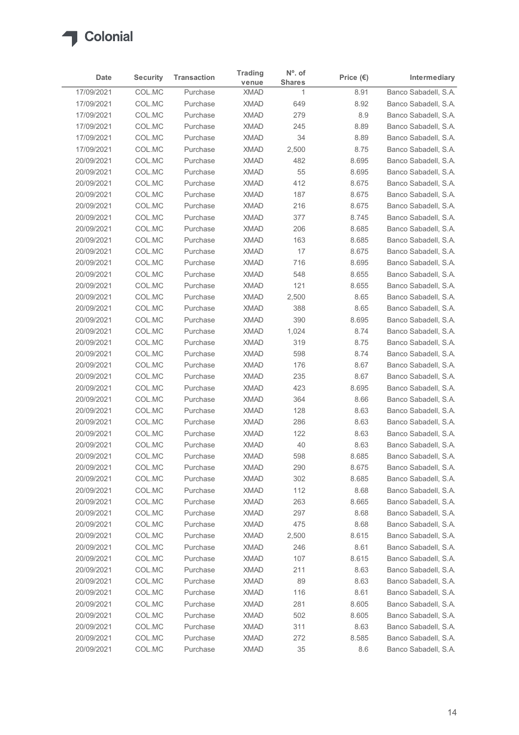| Date | Security | Transaction | Trading venue | Nº. of Shares | Price (€) | Intermediary |
|---|---|---|---|---|---|---|
| 17/09/2021 | COL.MC | Purchase | XMAD | 1 | 8.91 | Banco Sabadell, S.A. |
| 17/09/2021 | COL.MC | Purchase | XMAD | 649 | 8.92 | Banco Sabadell, S.A. |
| 17/09/2021 | COL.MC | Purchase | XMAD | 279 | 8.9 | Banco Sabadell, S.A. |
| 17/09/2021 | COL.MC | Purchase | XMAD | 245 | 8.89 | Banco Sabadell, S.A. |
| 17/09/2021 | COL.MC | Purchase | XMAD | 34 | 8.89 | Banco Sabadell, S.A. |
| 17/09/2021 | COL.MC | Purchase | XMAD | 2,500 | 8.75 | Banco Sabadell, S.A. |
| 20/09/2021 | COL.MC | Purchase | XMAD | 482 | 8.695 | Banco Sabadell, S.A. |
| 20/09/2021 | COL.MC | Purchase | XMAD | 55 | 8.695 | Banco Sabadell, S.A. |
| 20/09/2021 | COL.MC | Purchase | XMAD | 412 | 8.675 | Banco Sabadell, S.A. |
| 20/09/2021 | COL.MC | Purchase | XMAD | 187 | 8.675 | Banco Sabadell, S.A. |
| 20/09/2021 | COL.MC | Purchase | XMAD | 216 | 8.675 | Banco Sabadell, S.A. |
| 20/09/2021 | COL.MC | Purchase | XMAD | 377 | 8.745 | Banco Sabadell, S.A. |
| 20/09/2021 | COL.MC | Purchase | XMAD | 206 | 8.685 | Banco Sabadell, S.A. |
| 20/09/2021 | COL.MC | Purchase | XMAD | 163 | 8.685 | Banco Sabadell, S.A. |
| 20/09/2021 | COL.MC | Purchase | XMAD | 17 | 8.675 | Banco Sabadell, S.A. |
| 20/09/2021 | COL.MC | Purchase | XMAD | 716 | 8.695 | Banco Sabadell, S.A. |
| 20/09/2021 | COL.MC | Purchase | XMAD | 548 | 8.655 | Banco Sabadell, S.A. |
| 20/09/2021 | COL.MC | Purchase | XMAD | 121 | 8.655 | Banco Sabadell, S.A. |
| 20/09/2021 | COL.MC | Purchase | XMAD | 2,500 | 8.65 | Banco Sabadell, S.A. |
| 20/09/2021 | COL.MC | Purchase | XMAD | 388 | 8.65 | Banco Sabadell, S.A. |
| 20/09/2021 | COL.MC | Purchase | XMAD | 390 | 8.695 | Banco Sabadell, S.A. |
| 20/09/2021 | COL.MC | Purchase | XMAD | 1,024 | 8.74 | Banco Sabadell, S.A. |
| 20/09/2021 | COL.MC | Purchase | XMAD | 319 | 8.75 | Banco Sabadell, S.A. |
| 20/09/2021 | COL.MC | Purchase | XMAD | 598 | 8.74 | Banco Sabadell, S.A. |
| 20/09/2021 | COL.MC | Purchase | XMAD | 176 | 8.67 | Banco Sabadell, S.A. |
| 20/09/2021 | COL.MC | Purchase | XMAD | 235 | 8.67 | Banco Sabadell, S.A. |
| 20/09/2021 | COL.MC | Purchase | XMAD | 423 | 8.695 | Banco Sabadell, S.A. |
| 20/09/2021 | COL.MC | Purchase | XMAD | 364 | 8.66 | Banco Sabadell, S.A. |
| 20/09/2021 | COL.MC | Purchase | XMAD | 128 | 8.63 | Banco Sabadell, S.A. |
| 20/09/2021 | COL.MC | Purchase | XMAD | 286 | 8.63 | Banco Sabadell, S.A. |
| 20/09/2021 | COL.MC | Purchase | XMAD | 122 | 8.63 | Banco Sabadell, S.A. |
| 20/09/2021 | COL.MC | Purchase | XMAD | 40 | 8.63 | Banco Sabadell, S.A. |
| 20/09/2021 | COL.MC | Purchase | XMAD | 598 | 8.685 | Banco Sabadell, S.A. |
| 20/09/2021 | COL.MC | Purchase | XMAD | 290 | 8.675 | Banco Sabadell, S.A. |
| 20/09/2021 | COL.MC | Purchase | XMAD | 302 | 8.685 | Banco Sabadell, S.A. |
| 20/09/2021 | COL.MC | Purchase | XMAD | 112 | 8.68 | Banco Sabadell, S.A. |
| 20/09/2021 | COL.MC | Purchase | XMAD | 263 | 8.665 | Banco Sabadell, S.A. |
| 20/09/2021 | COL.MC | Purchase | XMAD | 297 | 8.68 | Banco Sabadell, S.A. |
| 20/09/2021 | COL.MC | Purchase | XMAD | 475 | 8.68 | Banco Sabadell, S.A. |
| 20/09/2021 | COL.MC | Purchase | XMAD | 2,500 | 8.615 | Banco Sabadell, S.A. |
| 20/09/2021 | COL.MC | Purchase | XMAD | 246 | 8.61 | Banco Sabadell, S.A. |
| 20/09/2021 | COL.MC | Purchase | XMAD | 107 | 8.615 | Banco Sabadell, S.A. |
| 20/09/2021 | COL.MC | Purchase | XMAD | 211 | 8.63 | Banco Sabadell, S.A. |
| 20/09/2021 | COL.MC | Purchase | XMAD | 89 | 8.63 | Banco Sabadell, S.A. |
| 20/09/2021 | COL.MC | Purchase | XMAD | 116 | 8.61 | Banco Sabadell, S.A. |
| 20/09/2021 | COL.MC | Purchase | XMAD | 281 | 8.605 | Banco Sabadell, S.A. |
| 20/09/2021 | COL.MC | Purchase | XMAD | 502 | 8.605 | Banco Sabadell, S.A. |
| 20/09/2021 | COL.MC | Purchase | XMAD | 311 | 8.63 | Banco Sabadell, S.A. |
| 20/09/2021 | COL.MC | Purchase | XMAD | 272 | 8.585 | Banco Sabadell, S.A. |
| 20/09/2021 | COL.MC | Purchase | XMAD | 35 | 8.6 | Banco Sabadell, S.A. |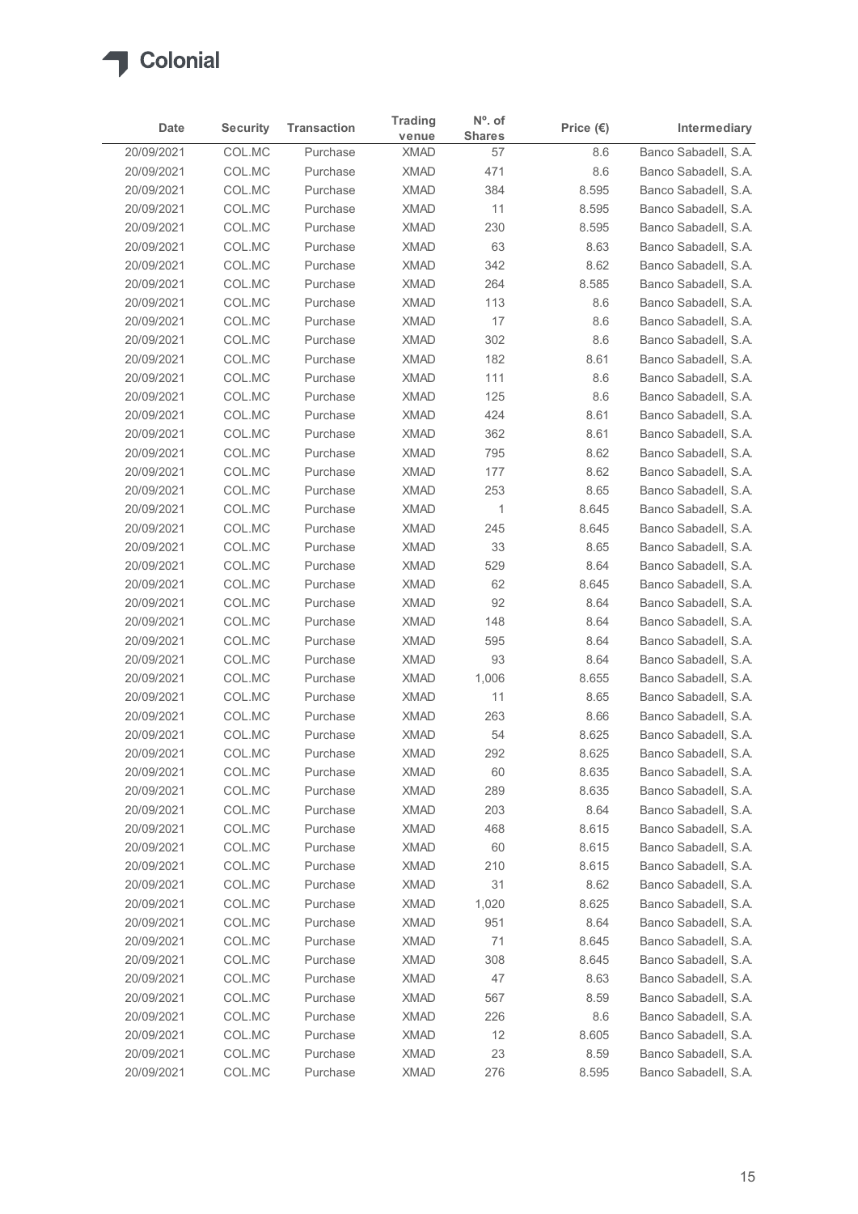| Date | Security | Transaction | Trading venue | Nº. of Shares | Price (€) | Intermediary |
|---|---|---|---|---|---|---|
| 20/09/2021 | COL.MC | Purchase | XMAD | 57 | 8.6 | Banco Sabadell, S.A. |
| 20/09/2021 | COL.MC | Purchase | XMAD | 471 | 8.6 | Banco Sabadell, S.A. |
| 20/09/2021 | COL.MC | Purchase | XMAD | 384 | 8.595 | Banco Sabadell, S.A. |
| 20/09/2021 | COL.MC | Purchase | XMAD | 11 | 8.595 | Banco Sabadell, S.A. |
| 20/09/2021 | COL.MC | Purchase | XMAD | 230 | 8.595 | Banco Sabadell, S.A. |
| 20/09/2021 | COL.MC | Purchase | XMAD | 63 | 8.63 | Banco Sabadell, S.A. |
| 20/09/2021 | COL.MC | Purchase | XMAD | 342 | 8.62 | Banco Sabadell, S.A. |
| 20/09/2021 | COL.MC | Purchase | XMAD | 264 | 8.585 | Banco Sabadell, S.A. |
| 20/09/2021 | COL.MC | Purchase | XMAD | 113 | 8.6 | Banco Sabadell, S.A. |
| 20/09/2021 | COL.MC | Purchase | XMAD | 17 | 8.6 | Banco Sabadell, S.A. |
| 20/09/2021 | COL.MC | Purchase | XMAD | 302 | 8.6 | Banco Sabadell, S.A. |
| 20/09/2021 | COL.MC | Purchase | XMAD | 182 | 8.61 | Banco Sabadell, S.A. |
| 20/09/2021 | COL.MC | Purchase | XMAD | 111 | 8.6 | Banco Sabadell, S.A. |
| 20/09/2021 | COL.MC | Purchase | XMAD | 125 | 8.6 | Banco Sabadell, S.A. |
| 20/09/2021 | COL.MC | Purchase | XMAD | 424 | 8.61 | Banco Sabadell, S.A. |
| 20/09/2021 | COL.MC | Purchase | XMAD | 362 | 8.61 | Banco Sabadell, S.A. |
| 20/09/2021 | COL.MC | Purchase | XMAD | 795 | 8.62 | Banco Sabadell, S.A. |
| 20/09/2021 | COL.MC | Purchase | XMAD | 177 | 8.62 | Banco Sabadell, S.A. |
| 20/09/2021 | COL.MC | Purchase | XMAD | 253 | 8.65 | Banco Sabadell, S.A. |
| 20/09/2021 | COL.MC | Purchase | XMAD | 1 | 8.645 | Banco Sabadell, S.A. |
| 20/09/2021 | COL.MC | Purchase | XMAD | 245 | 8.645 | Banco Sabadell, S.A. |
| 20/09/2021 | COL.MC | Purchase | XMAD | 33 | 8.65 | Banco Sabadell, S.A. |
| 20/09/2021 | COL.MC | Purchase | XMAD | 529 | 8.64 | Banco Sabadell, S.A. |
| 20/09/2021 | COL.MC | Purchase | XMAD | 62 | 8.645 | Banco Sabadell, S.A. |
| 20/09/2021 | COL.MC | Purchase | XMAD | 92 | 8.64 | Banco Sabadell, S.A. |
| 20/09/2021 | COL.MC | Purchase | XMAD | 148 | 8.64 | Banco Sabadell, S.A. |
| 20/09/2021 | COL.MC | Purchase | XMAD | 595 | 8.64 | Banco Sabadell, S.A. |
| 20/09/2021 | COL.MC | Purchase | XMAD | 93 | 8.64 | Banco Sabadell, S.A. |
| 20/09/2021 | COL.MC | Purchase | XMAD | 1,006 | 8.655 | Banco Sabadell, S.A. |
| 20/09/2021 | COL.MC | Purchase | XMAD | 11 | 8.65 | Banco Sabadell, S.A. |
| 20/09/2021 | COL.MC | Purchase | XMAD | 263 | 8.66 | Banco Sabadell, S.A. |
| 20/09/2021 | COL.MC | Purchase | XMAD | 54 | 8.625 | Banco Sabadell, S.A. |
| 20/09/2021 | COL.MC | Purchase | XMAD | 292 | 8.625 | Banco Sabadell, S.A. |
| 20/09/2021 | COL.MC | Purchase | XMAD | 60 | 8.635 | Banco Sabadell, S.A. |
| 20/09/2021 | COL.MC | Purchase | XMAD | 289 | 8.635 | Banco Sabadell, S.A. |
| 20/09/2021 | COL.MC | Purchase | XMAD | 203 | 8.64 | Banco Sabadell, S.A. |
| 20/09/2021 | COL.MC | Purchase | XMAD | 468 | 8.615 | Banco Sabadell, S.A. |
| 20/09/2021 | COL.MC | Purchase | XMAD | 60 | 8.615 | Banco Sabadell, S.A. |
| 20/09/2021 | COL.MC | Purchase | XMAD | 210 | 8.615 | Banco Sabadell, S.A. |
| 20/09/2021 | COL.MC | Purchase | XMAD | 31 | 8.62 | Banco Sabadell, S.A. |
| 20/09/2021 | COL.MC | Purchase | XMAD | 1,020 | 8.625 | Banco Sabadell, S.A. |
| 20/09/2021 | COL.MC | Purchase | XMAD | 951 | 8.64 | Banco Sabadell, S.A. |
| 20/09/2021 | COL.MC | Purchase | XMAD | 71 | 8.645 | Banco Sabadell, S.A. |
| 20/09/2021 | COL.MC | Purchase | XMAD | 308 | 8.645 | Banco Sabadell, S.A. |
| 20/09/2021 | COL.MC | Purchase | XMAD | 47 | 8.63 | Banco Sabadell, S.A. |
| 20/09/2021 | COL.MC | Purchase | XMAD | 567 | 8.59 | Banco Sabadell, S.A. |
| 20/09/2021 | COL.MC | Purchase | XMAD | 226 | 8.6 | Banco Sabadell, S.A. |
| 20/09/2021 | COL.MC | Purchase | XMAD | 12 | 8.605 | Banco Sabadell, S.A. |
| 20/09/2021 | COL.MC | Purchase | XMAD | 23 | 8.59 | Banco Sabadell, S.A. |
| 20/09/2021 | COL.MC | Purchase | XMAD | 276 | 8.595 | Banco Sabadell, S.A. |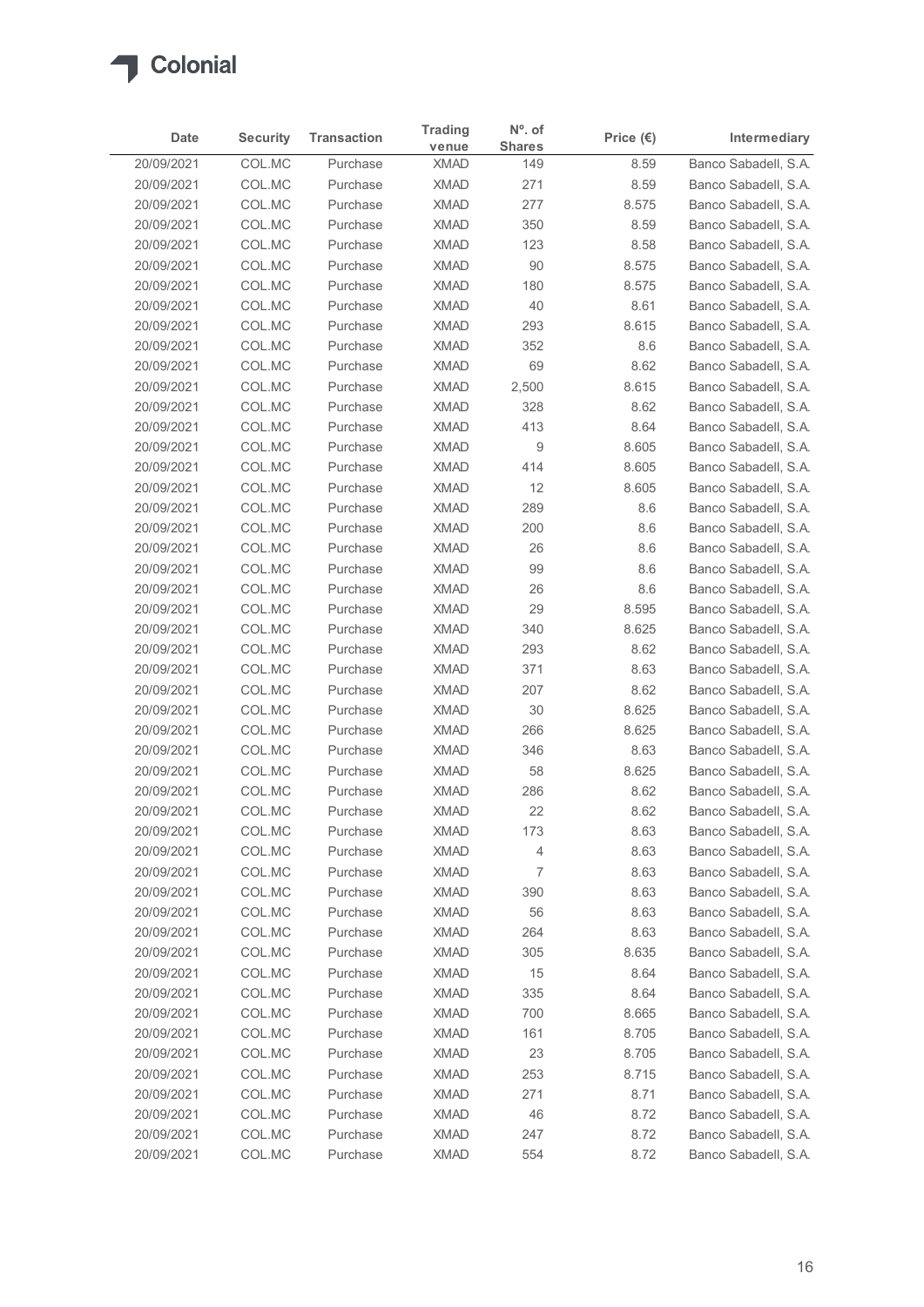# Colonial

| Date | Security | Transaction | Trading venue | Nº. of Shares | Price (€) | Intermediary |
|---|---|---|---|---|---|---|
| 20/09/2021 | COL.MC | Purchase | XMAD | 149 | 8.59 | Banco Sabadell, S.A. |
| 20/09/2021 | COL.MC | Purchase | XMAD | 271 | 8.59 | Banco Sabadell, S.A. |
| 20/09/2021 | COL.MC | Purchase | XMAD | 277 | 8.575 | Banco Sabadell, S.A. |
| 20/09/2021 | COL.MC | Purchase | XMAD | 350 | 8.59 | Banco Sabadell, S.A. |
| 20/09/2021 | COL.MC | Purchase | XMAD | 123 | 8.58 | Banco Sabadell, S.A. |
| 20/09/2021 | COL.MC | Purchase | XMAD | 90 | 8.575 | Banco Sabadell, S.A. |
| 20/09/2021 | COL.MC | Purchase | XMAD | 180 | 8.575 | Banco Sabadell, S.A. |
| 20/09/2021 | COL.MC | Purchase | XMAD | 40 | 8.61 | Banco Sabadell, S.A. |
| 20/09/2021 | COL.MC | Purchase | XMAD | 293 | 8.615 | Banco Sabadell, S.A. |
| 20/09/2021 | COL.MC | Purchase | XMAD | 352 | 8.6 | Banco Sabadell, S.A. |
| 20/09/2021 | COL.MC | Purchase | XMAD | 69 | 8.62 | Banco Sabadell, S.A. |
| 20/09/2021 | COL.MC | Purchase | XMAD | 2,500 | 8.615 | Banco Sabadell, S.A. |
| 20/09/2021 | COL.MC | Purchase | XMAD | 328 | 8.62 | Banco Sabadell, S.A. |
| 20/09/2021 | COL.MC | Purchase | XMAD | 413 | 8.64 | Banco Sabadell, S.A. |
| 20/09/2021 | COL.MC | Purchase | XMAD | 9 | 8.605 | Banco Sabadell, S.A. |
| 20/09/2021 | COL.MC | Purchase | XMAD | 414 | 8.605 | Banco Sabadell, S.A. |
| 20/09/2021 | COL.MC | Purchase | XMAD | 12 | 8.605 | Banco Sabadell, S.A. |
| 20/09/2021 | COL.MC | Purchase | XMAD | 289 | 8.6 | Banco Sabadell, S.A. |
| 20/09/2021 | COL.MC | Purchase | XMAD | 200 | 8.6 | Banco Sabadell, S.A. |
| 20/09/2021 | COL.MC | Purchase | XMAD | 26 | 8.6 | Banco Sabadell, S.A. |
| 20/09/2021 | COL.MC | Purchase | XMAD | 99 | 8.6 | Banco Sabadell, S.A. |
| 20/09/2021 | COL.MC | Purchase | XMAD | 26 | 8.6 | Banco Sabadell, S.A. |
| 20/09/2021 | COL.MC | Purchase | XMAD | 29 | 8.595 | Banco Sabadell, S.A. |
| 20/09/2021 | COL.MC | Purchase | XMAD | 340 | 8.625 | Banco Sabadell, S.A. |
| 20/09/2021 | COL.MC | Purchase | XMAD | 293 | 8.62 | Banco Sabadell, S.A. |
| 20/09/2021 | COL.MC | Purchase | XMAD | 371 | 8.63 | Banco Sabadell, S.A. |
| 20/09/2021 | COL.MC | Purchase | XMAD | 207 | 8.62 | Banco Sabadell, S.A. |
| 20/09/2021 | COL.MC | Purchase | XMAD | 30 | 8.625 | Banco Sabadell, S.A. |
| 20/09/2021 | COL.MC | Purchase | XMAD | 266 | 8.625 | Banco Sabadell, S.A. |
| 20/09/2021 | COL.MC | Purchase | XMAD | 346 | 8.63 | Banco Sabadell, S.A. |
| 20/09/2021 | COL.MC | Purchase | XMAD | 58 | 8.625 | Banco Sabadell, S.A. |
| 20/09/2021 | COL.MC | Purchase | XMAD | 286 | 8.62 | Banco Sabadell, S.A. |
| 20/09/2021 | COL.MC | Purchase | XMAD | 22 | 8.62 | Banco Sabadell, S.A. |
| 20/09/2021 | COL.MC | Purchase | XMAD | 173 | 8.63 | Banco Sabadell, S.A. |
| 20/09/2021 | COL.MC | Purchase | XMAD | 4 | 8.63 | Banco Sabadell, S.A. |
| 20/09/2021 | COL.MC | Purchase | XMAD | 7 | 8.63 | Banco Sabadell, S.A. |
| 20/09/2021 | COL.MC | Purchase | XMAD | 390 | 8.63 | Banco Sabadell, S.A. |
| 20/09/2021 | COL.MC | Purchase | XMAD | 56 | 8.63 | Banco Sabadell, S.A. |
| 20/09/2021 | COL.MC | Purchase | XMAD | 264 | 8.63 | Banco Sabadell, S.A. |
| 20/09/2021 | COL.MC | Purchase | XMAD | 305 | 8.635 | Banco Sabadell, S.A. |
| 20/09/2021 | COL.MC | Purchase | XMAD | 15 | 8.64 | Banco Sabadell, S.A. |
| 20/09/2021 | COL.MC | Purchase | XMAD | 335 | 8.64 | Banco Sabadell, S.A. |
| 20/09/2021 | COL.MC | Purchase | XMAD | 700 | 8.665 | Banco Sabadell, S.A. |
| 20/09/2021 | COL.MC | Purchase | XMAD | 161 | 8.705 | Banco Sabadell, S.A. |
| 20/09/2021 | COL.MC | Purchase | XMAD | 23 | 8.705 | Banco Sabadell, S.A. |
| 20/09/2021 | COL.MC | Purchase | XMAD | 253 | 8.715 | Banco Sabadell, S.A. |
| 20/09/2021 | COL.MC | Purchase | XMAD | 271 | 8.71 | Banco Sabadell, S.A. |
| 20/09/2021 | COL.MC | Purchase | XMAD | 46 | 8.72 | Banco Sabadell, S.A. |
| 20/09/2021 | COL.MC | Purchase | XMAD | 247 | 8.72 | Banco Sabadell, S.A. |
| 20/09/2021 | COL.MC | Purchase | XMAD | 554 | 8.72 | Banco Sabadell, S.A. |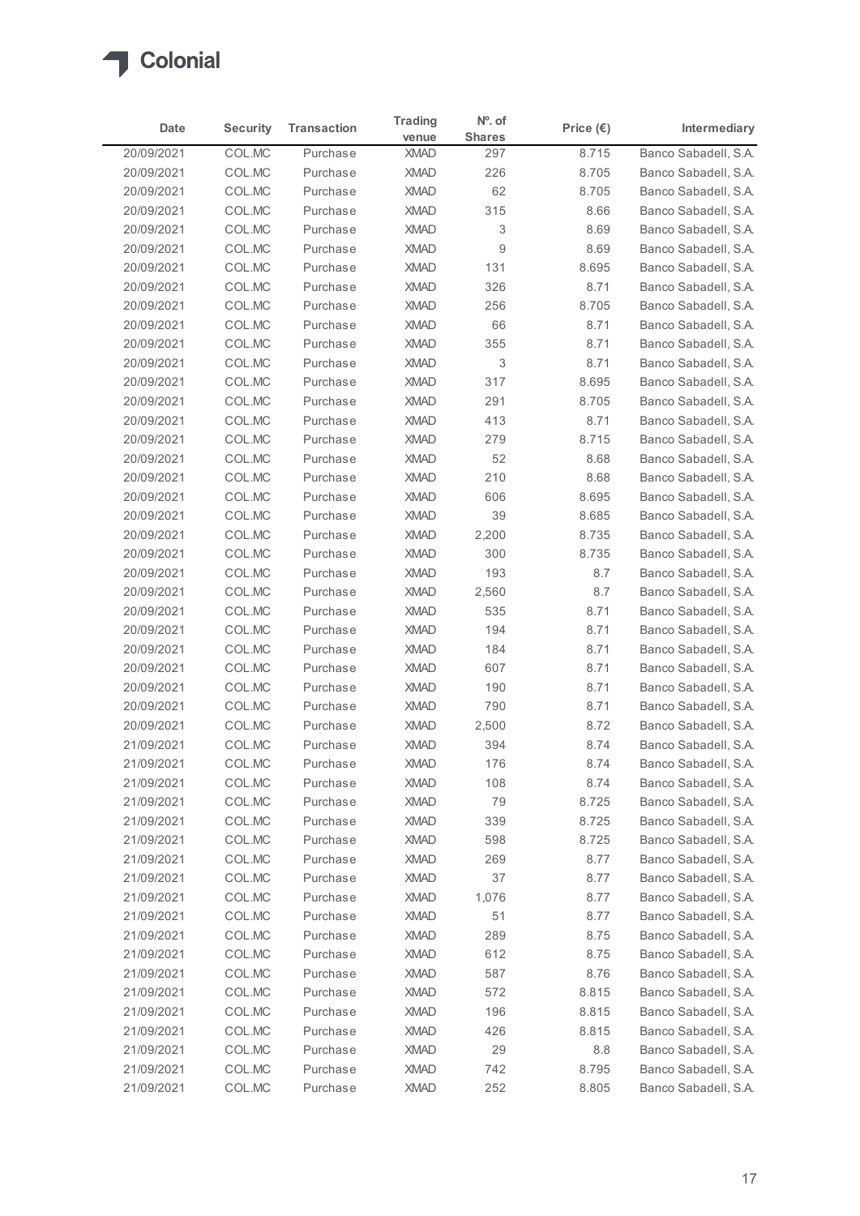| Date | Security | Transaction | Trading venue | Nº. of Shares | Price (€) | Intermediary |
|---|---|---|---|---|---|---|
| 20/09/2021 | COL.MC | Purchase | XMAD | 297 | 8.715 | Banco Sabadell, S.A. |
| 20/09/2021 | COL.MC | Purchase | XMAD | 226 | 8.705 | Banco Sabadell, S.A. |
| 20/09/2021 | COL.MC | Purchase | XMAD | 62 | 8.705 | Banco Sabadell, S.A. |
| 20/09/2021 | COL.MC | Purchase | XMAD | 315 | 8.66 | Banco Sabadell, S.A. |
| 20/09/2021 | COL.MC | Purchase | XMAD | 3 | 8.69 | Banco Sabadell, S.A. |
| 20/09/2021 | COL.MC | Purchase | XMAD | 9 | 8.69 | Banco Sabadell, S.A. |
| 20/09/2021 | COL.MC | Purchase | XMAD | 131 | 8.695 | Banco Sabadell, S.A. |
| 20/09/2021 | COL.MC | Purchase | XMAD | 326 | 8.71 | Banco Sabadell, S.A. |
| 20/09/2021 | COL.MC | Purchase | XMAD | 256 | 8.705 | Banco Sabadell, S.A. |
| 20/09/2021 | COL.MC | Purchase | XMAD | 66 | 8.71 | Banco Sabadell, S.A. |
| 20/09/2021 | COL.MC | Purchase | XMAD | 355 | 8.71 | Banco Sabadell, S.A. |
| 20/09/2021 | COL.MC | Purchase | XMAD | 3 | 8.71 | Banco Sabadell, S.A. |
| 20/09/2021 | COL.MC | Purchase | XMAD | 317 | 8.695 | Banco Sabadell, S.A. |
| 20/09/2021 | COL.MC | Purchase | XMAD | 291 | 8.705 | Banco Sabadell, S.A. |
| 20/09/2021 | COL.MC | Purchase | XMAD | 413 | 8.71 | Banco Sabadell, S.A. |
| 20/09/2021 | COL.MC | Purchase | XMAD | 279 | 8.715 | Banco Sabadell, S.A. |
| 20/09/2021 | COL.MC | Purchase | XMAD | 52 | 8.68 | Banco Sabadell, S.A. |
| 20/09/2021 | COL.MC | Purchase | XMAD | 210 | 8.68 | Banco Sabadell, S.A. |
| 20/09/2021 | COL.MC | Purchase | XMAD | 606 | 8.695 | Banco Sabadell, S.A. |
| 20/09/2021 | COL.MC | Purchase | XMAD | 39 | 8.685 | Banco Sabadell, S.A. |
| 20/09/2021 | COL.MC | Purchase | XMAD | 2,200 | 8.735 | Banco Sabadell, S.A. |
| 20/09/2021 | COL.MC | Purchase | XMAD | 300 | 8.735 | Banco Sabadell, S.A. |
| 20/09/2021 | COL.MC | Purchase | XMAD | 193 | 8.7 | Banco Sabadell, S.A. |
| 20/09/2021 | COL.MC | Purchase | XMAD | 2,560 | 8.7 | Banco Sabadell, S.A. |
| 20/09/2021 | COL.MC | Purchase | XMAD | 535 | 8.71 | Banco Sabadell, S.A. |
| 20/09/2021 | COL.MC | Purchase | XMAD | 194 | 8.71 | Banco Sabadell, S.A. |
| 20/09/2021 | COL.MC | Purchase | XMAD | 184 | 8.71 | Banco Sabadell, S.A. |
| 20/09/2021 | COL.MC | Purchase | XMAD | 607 | 8.71 | Banco Sabadell, S.A. |
| 20/09/2021 | COL.MC | Purchase | XMAD | 190 | 8.71 | Banco Sabadell, S.A. |
| 20/09/2021 | COL.MC | Purchase | XMAD | 790 | 8.71 | Banco Sabadell, S.A. |
| 20/09/2021 | COL.MC | Purchase | XMAD | 2,500 | 8.72 | Banco Sabadell, S.A. |
| 21/09/2021 | COL.MC | Purchase | XMAD | 394 | 8.74 | Banco Sabadell, S.A. |
| 21/09/2021 | COL.MC | Purchase | XMAD | 176 | 8.74 | Banco Sabadell, S.A. |
| 21/09/2021 | COL.MC | Purchase | XMAD | 108 | 8.74 | Banco Sabadell, S.A. |
| 21/09/2021 | COL.MC | Purchase | XMAD | 79 | 8.725 | Banco Sabadell, S.A. |
| 21/09/2021 | COL.MC | Purchase | XMAD | 339 | 8.725 | Banco Sabadell, S.A. |
| 21/09/2021 | COL.MC | Purchase | XMAD | 598 | 8.725 | Banco Sabadell, S.A. |
| 21/09/2021 | COL.MC | Purchase | XMAD | 269 | 8.77 | Banco Sabadell, S.A. |
| 21/09/2021 | COL.MC | Purchase | XMAD | 37 | 8.77 | Banco Sabadell, S.A. |
| 21/09/2021 | COL.MC | Purchase | XMAD | 1,076 | 8.77 | Banco Sabadell, S.A. |
| 21/09/2021 | COL.MC | Purchase | XMAD | 51 | 8.77 | Banco Sabadell, S.A. |
| 21/09/2021 | COL.MC | Purchase | XMAD | 289 | 8.75 | Banco Sabadell, S.A. |
| 21/09/2021 | COL.MC | Purchase | XMAD | 612 | 8.75 | Banco Sabadell, S.A. |
| 21/09/2021 | COL.MC | Purchase | XMAD | 587 | 8.76 | Banco Sabadell, S.A. |
| 21/09/2021 | COL.MC | Purchase | XMAD | 572 | 8.815 | Banco Sabadell, S.A. |
| 21/09/2021 | COL.MC | Purchase | XMAD | 196 | 8.815 | Banco Sabadell, S.A. |
| 21/09/2021 | COL.MC | Purchase | XMAD | 426 | 8.815 | Banco Sabadell, S.A. |
| 21/09/2021 | COL.MC | Purchase | XMAD | 29 | 8.8 | Banco Sabadell, S.A. |
| 21/09/2021 | COL.MC | Purchase | XMAD | 742 | 8.795 | Banco Sabadell, S.A. |
| 21/09/2021 | COL.MC | Purchase | XMAD | 252 | 8.805 | Banco Sabadell, S.A. |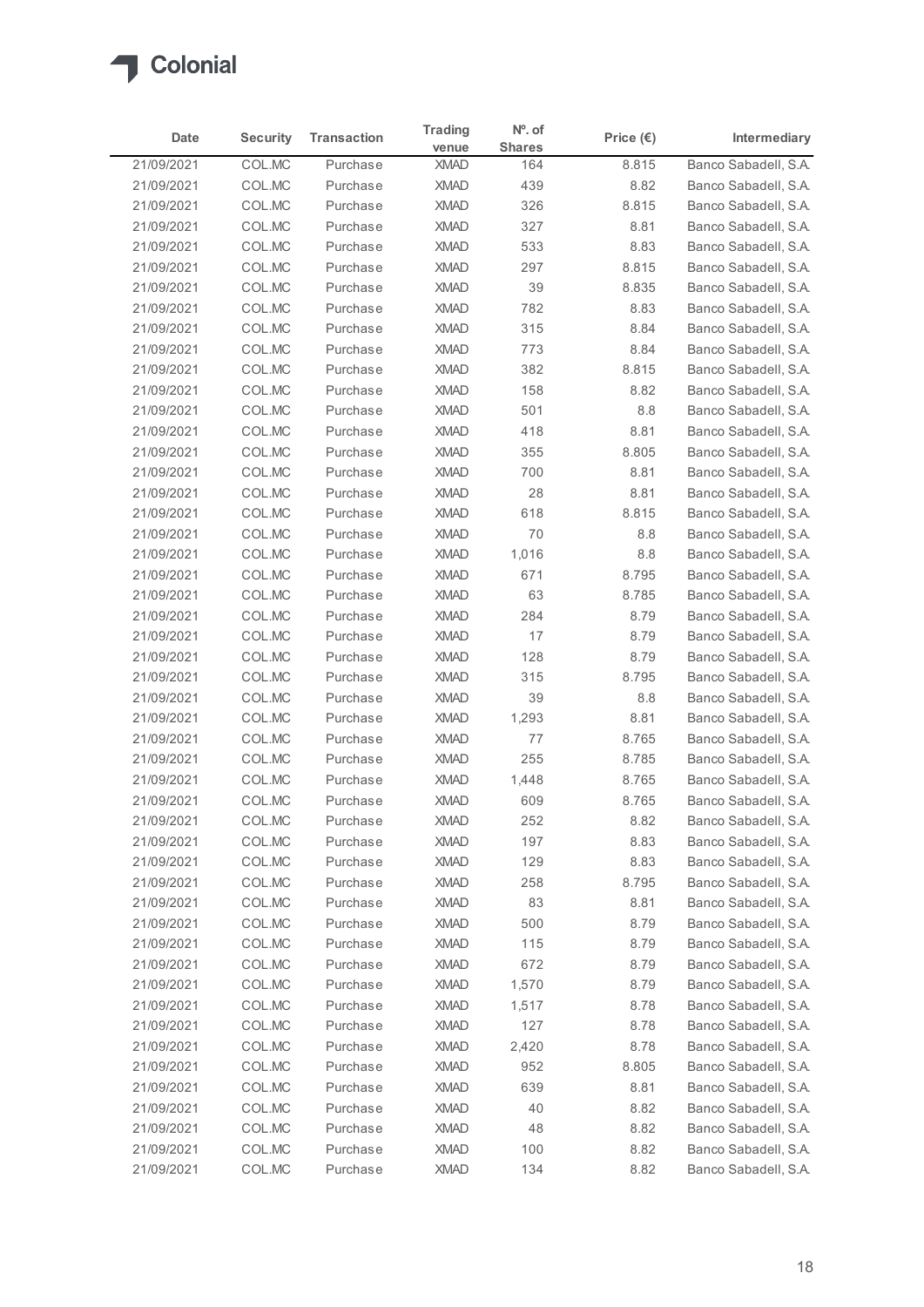Colonial

| Date | Security | Transaction | Trading venue | Nº. of Shares | Price (€) | Intermediary |
|---|---|---|---|---|---|---|
| 21/09/2021 | COL.MC | Purchase | XMAD | 164 | 8.815 | Banco Sabadell, S.A. |
| 21/09/2021 | COL.MC | Purchase | XMAD | 439 | 8.82 | Banco Sabadell, S.A. |
| 21/09/2021 | COL.MC | Purchase | XMAD | 326 | 8.815 | Banco Sabadell, S.A. |
| 21/09/2021 | COL.MC | Purchase | XMAD | 327 | 8.81 | Banco Sabadell, S.A. |
| 21/09/2021 | COL.MC | Purchase | XMAD | 533 | 8.83 | Banco Sabadell, S.A. |
| 21/09/2021 | COL.MC | Purchase | XMAD | 297 | 8.815 | Banco Sabadell, S.A. |
| 21/09/2021 | COL.MC | Purchase | XMAD | 39 | 8.835 | Banco Sabadell, S.A. |
| 21/09/2021 | COL.MC | Purchase | XMAD | 782 | 8.83 | Banco Sabadell, S.A. |
| 21/09/2021 | COL.MC | Purchase | XMAD | 315 | 8.84 | Banco Sabadell, S.A. |
| 21/09/2021 | COL.MC | Purchase | XMAD | 773 | 8.84 | Banco Sabadell, S.A. |
| 21/09/2021 | COL.MC | Purchase | XMAD | 382 | 8.815 | Banco Sabadell, S.A. |
| 21/09/2021 | COL.MC | Purchase | XMAD | 158 | 8.82 | Banco Sabadell, S.A. |
| 21/09/2021 | COL.MC | Purchase | XMAD | 501 | 8.8 | Banco Sabadell, S.A. |
| 21/09/2021 | COL.MC | Purchase | XMAD | 418 | 8.81 | Banco Sabadell, S.A. |
| 21/09/2021 | COL.MC | Purchase | XMAD | 355 | 8.805 | Banco Sabadell, S.A. |
| 21/09/2021 | COL.MC | Purchase | XMAD | 700 | 8.81 | Banco Sabadell, S.A. |
| 21/09/2021 | COL.MC | Purchase | XMAD | 28 | 8.81 | Banco Sabadell, S.A. |
| 21/09/2021 | COL.MC | Purchase | XMAD | 618 | 8.815 | Banco Sabadell, S.A. |
| 21/09/2021 | COL.MC | Purchase | XMAD | 70 | 8.8 | Banco Sabadell, S.A. |
| 21/09/2021 | COL.MC | Purchase | XMAD | 1,016 | 8.8 | Banco Sabadell, S.A. |
| 21/09/2021 | COL.MC | Purchase | XMAD | 671 | 8.795 | Banco Sabadell, S.A. |
| 21/09/2021 | COL.MC | Purchase | XMAD | 63 | 8.785 | Banco Sabadell, S.A. |
| 21/09/2021 | COL.MC | Purchase | XMAD | 284 | 8.79 | Banco Sabadell, S.A. |
| 21/09/2021 | COL.MC | Purchase | XMAD | 17 | 8.79 | Banco Sabadell, S.A. |
| 21/09/2021 | COL.MC | Purchase | XMAD | 128 | 8.79 | Banco Sabadell, S.A. |
| 21/09/2021 | COL.MC | Purchase | XMAD | 315 | 8.795 | Banco Sabadell, S.A. |
| 21/09/2021 | COL.MC | Purchase | XMAD | 39 | 8.8 | Banco Sabadell, S.A. |
| 21/09/2021 | COL.MC | Purchase | XMAD | 1,293 | 8.81 | Banco Sabadell, S.A. |
| 21/09/2021 | COL.MC | Purchase | XMAD | 77 | 8.765 | Banco Sabadell, S.A. |
| 21/09/2021 | COL.MC | Purchase | XMAD | 255 | 8.785 | Banco Sabadell, S.A. |
| 21/09/2021 | COL.MC | Purchase | XMAD | 1,448 | 8.765 | Banco Sabadell, S.A. |
| 21/09/2021 | COL.MC | Purchase | XMAD | 609 | 8.765 | Banco Sabadell, S.A. |
| 21/09/2021 | COL.MC | Purchase | XMAD | 252 | 8.82 | Banco Sabadell, S.A. |
| 21/09/2021 | COL.MC | Purchase | XMAD | 197 | 8.83 | Banco Sabadell, S.A. |
| 21/09/2021 | COL.MC | Purchase | XMAD | 129 | 8.83 | Banco Sabadell, S.A. |
| 21/09/2021 | COL.MC | Purchase | XMAD | 258 | 8.795 | Banco Sabadell, S.A. |
| 21/09/2021 | COL.MC | Purchase | XMAD | 83 | 8.81 | Banco Sabadell, S.A. |
| 21/09/2021 | COL.MC | Purchase | XMAD | 500 | 8.79 | Banco Sabadell, S.A. |
| 21/09/2021 | COL.MC | Purchase | XMAD | 115 | 8.79 | Banco Sabadell, S.A. |
| 21/09/2021 | COL.MC | Purchase | XMAD | 672 | 8.79 | Banco Sabadell, S.A. |
| 21/09/2021 | COL.MC | Purchase | XMAD | 1,570 | 8.79 | Banco Sabadell, S.A. |
| 21/09/2021 | COL.MC | Purchase | XMAD | 1,517 | 8.78 | Banco Sabadell, S.A. |
| 21/09/2021 | COL.MC | Purchase | XMAD | 127 | 8.78 | Banco Sabadell, S.A. |
| 21/09/2021 | COL.MC | Purchase | XMAD | 2,420 | 8.78 | Banco Sabadell, S.A. |
| 21/09/2021 | COL.MC | Purchase | XMAD | 952 | 8.805 | Banco Sabadell, S.A. |
| 21/09/2021 | COL.MC | Purchase | XMAD | 639 | 8.81 | Banco Sabadell, S.A. |
| 21/09/2021 | COL.MC | Purchase | XMAD | 40 | 8.82 | Banco Sabadell, S.A. |
| 21/09/2021 | COL.MC | Purchase | XMAD | 48 | 8.82 | Banco Sabadell, S.A. |
| 21/09/2021 | COL.MC | Purchase | XMAD | 100 | 8.82 | Banco Sabadell, S.A. |
| 21/09/2021 | COL.MC | Purchase | XMAD | 134 | 8.82 | Banco Sabadell, S.A. |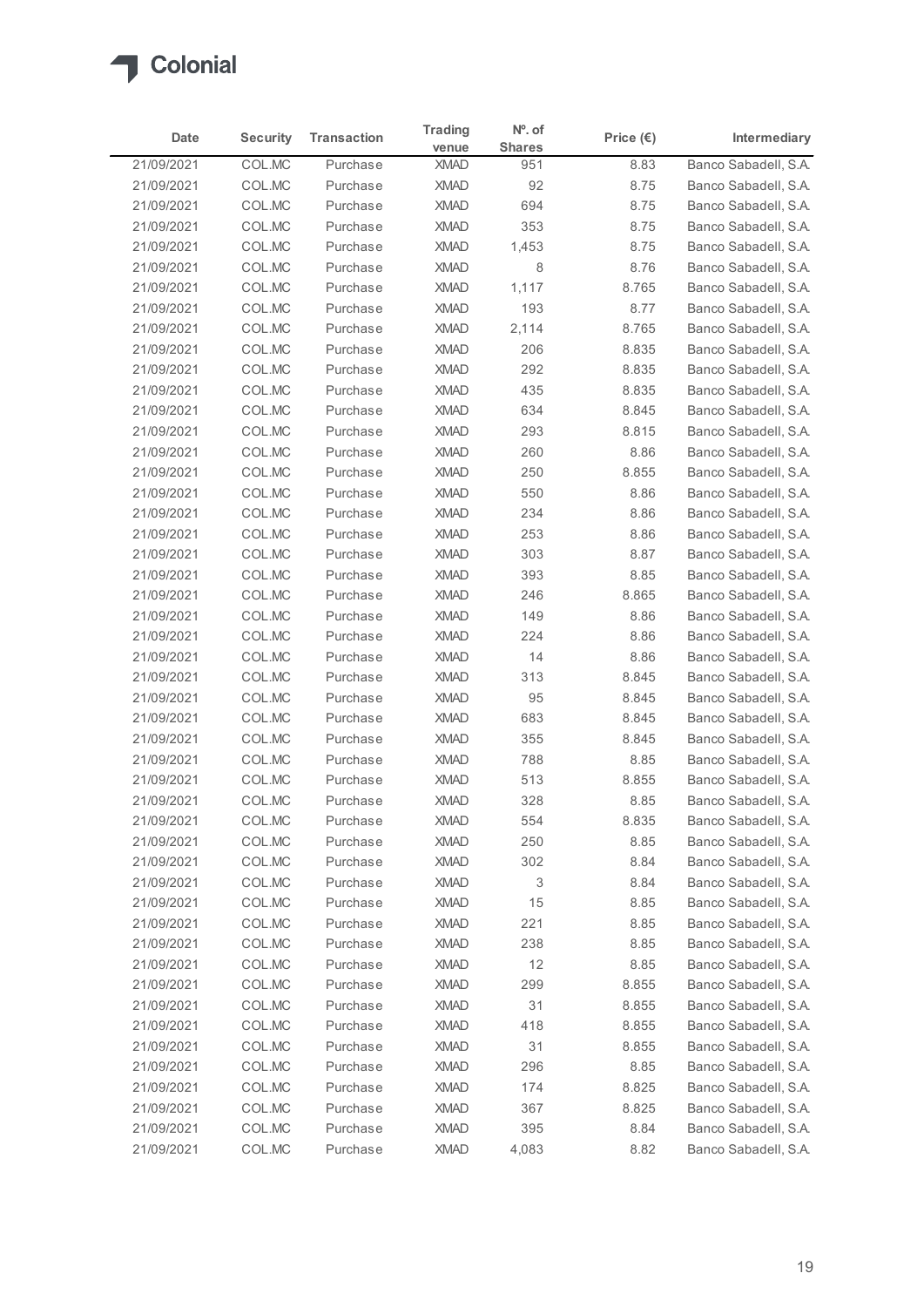Colonial

| Date | Security | Transaction | Trading venue | Nº. of Shares | Price (€) | Intermediary |
|---|---|---|---|---|---|---|
| 21/09/2021 | COL.MC | Purchase | XMAD | 951 | 8.83 | Banco Sabadell, S.A. |
| 21/09/2021 | COL.MC | Purchase | XMAD | 92 | 8.75 | Banco Sabadell, S.A. |
| 21/09/2021 | COL.MC | Purchase | XMAD | 694 | 8.75 | Banco Sabadell, S.A. |
| 21/09/2021 | COL.MC | Purchase | XMAD | 353 | 8.75 | Banco Sabadell, S.A. |
| 21/09/2021 | COL.MC | Purchase | XMAD | 1,453 | 8.75 | Banco Sabadell, S.A. |
| 21/09/2021 | COL.MC | Purchase | XMAD | 8 | 8.76 | Banco Sabadell, S.A. |
| 21/09/2021 | COL.MC | Purchase | XMAD | 1,117 | 8.765 | Banco Sabadell, S.A. |
| 21/09/2021 | COL.MC | Purchase | XMAD | 193 | 8.77 | Banco Sabadell, S.A. |
| 21/09/2021 | COL.MC | Purchase | XMAD | 2,114 | 8.765 | Banco Sabadell, S.A. |
| 21/09/2021 | COL.MC | Purchase | XMAD | 206 | 8.835 | Banco Sabadell, S.A. |
| 21/09/2021 | COL.MC | Purchase | XMAD | 292 | 8.835 | Banco Sabadell, S.A. |
| 21/09/2021 | COL.MC | Purchase | XMAD | 435 | 8.835 | Banco Sabadell, S.A. |
| 21/09/2021 | COL.MC | Purchase | XMAD | 634 | 8.845 | Banco Sabadell, S.A. |
| 21/09/2021 | COL.MC | Purchase | XMAD | 293 | 8.815 | Banco Sabadell, S.A. |
| 21/09/2021 | COL.MC | Purchase | XMAD | 260 | 8.86 | Banco Sabadell, S.A. |
| 21/09/2021 | COL.MC | Purchase | XMAD | 250 | 8.855 | Banco Sabadell, S.A. |
| 21/09/2021 | COL.MC | Purchase | XMAD | 550 | 8.86 | Banco Sabadell, S.A. |
| 21/09/2021 | COL.MC | Purchase | XMAD | 234 | 8.86 | Banco Sabadell, S.A. |
| 21/09/2021 | COL.MC | Purchase | XMAD | 253 | 8.86 | Banco Sabadell, S.A. |
| 21/09/2021 | COL.MC | Purchase | XMAD | 303 | 8.87 | Banco Sabadell, S.A. |
| 21/09/2021 | COL.MC | Purchase | XMAD | 393 | 8.85 | Banco Sabadell, S.A. |
| 21/09/2021 | COL.MC | Purchase | XMAD | 246 | 8.865 | Banco Sabadell, S.A. |
| 21/09/2021 | COL.MC | Purchase | XMAD | 149 | 8.86 | Banco Sabadell, S.A. |
| 21/09/2021 | COL.MC | Purchase | XMAD | 224 | 8.86 | Banco Sabadell, S.A. |
| 21/09/2021 | COL.MC | Purchase | XMAD | 14 | 8.86 | Banco Sabadell, S.A. |
| 21/09/2021 | COL.MC | Purchase | XMAD | 313 | 8.845 | Banco Sabadell, S.A. |
| 21/09/2021 | COL.MC | Purchase | XMAD | 95 | 8.845 | Banco Sabadell, S.A. |
| 21/09/2021 | COL.MC | Purchase | XMAD | 683 | 8.845 | Banco Sabadell, S.A. |
| 21/09/2021 | COL.MC | Purchase | XMAD | 355 | 8.845 | Banco Sabadell, S.A. |
| 21/09/2021 | COL.MC | Purchase | XMAD | 788 | 8.85 | Banco Sabadell, S.A. |
| 21/09/2021 | COL.MC | Purchase | XMAD | 513 | 8.855 | Banco Sabadell, S.A. |
| 21/09/2021 | COL.MC | Purchase | XMAD | 328 | 8.85 | Banco Sabadell, S.A. |
| 21/09/2021 | COL.MC | Purchase | XMAD | 554 | 8.835 | Banco Sabadell, S.A. |
| 21/09/2021 | COL.MC | Purchase | XMAD | 250 | 8.85 | Banco Sabadell, S.A. |
| 21/09/2021 | COL.MC | Purchase | XMAD | 302 | 8.84 | Banco Sabadell, S.A. |
| 21/09/2021 | COL.MC | Purchase | XMAD | 3 | 8.84 | Banco Sabadell, S.A. |
| 21/09/2021 | COL.MC | Purchase | XMAD | 15 | 8.85 | Banco Sabadell, S.A. |
| 21/09/2021 | COL.MC | Purchase | XMAD | 221 | 8.85 | Banco Sabadell, S.A. |
| 21/09/2021 | COL.MC | Purchase | XMAD | 238 | 8.85 | Banco Sabadell, S.A. |
| 21/09/2021 | COL.MC | Purchase | XMAD | 12 | 8.85 | Banco Sabadell, S.A. |
| 21/09/2021 | COL.MC | Purchase | XMAD | 299 | 8.855 | Banco Sabadell, S.A. |
| 21/09/2021 | COL.MC | Purchase | XMAD | 31 | 8.855 | Banco Sabadell, S.A. |
| 21/09/2021 | COL.MC | Purchase | XMAD | 418 | 8.855 | Banco Sabadell, S.A. |
| 21/09/2021 | COL.MC | Purchase | XMAD | 31 | 8.855 | Banco Sabadell, S.A. |
| 21/09/2021 | COL.MC | Purchase | XMAD | 296 | 8.85 | Banco Sabadell, S.A. |
| 21/09/2021 | COL.MC | Purchase | XMAD | 174 | 8.825 | Banco Sabadell, S.A. |
| 21/09/2021 | COL.MC | Purchase | XMAD | 367 | 8.825 | Banco Sabadell, S.A. |
| 21/09/2021 | COL.MC | Purchase | XMAD | 395 | 8.84 | Banco Sabadell, S.A. |
| 21/09/2021 | COL.MC | Purchase | XMAD | 4,083 | 8.82 | Banco Sabadell, S.A. |